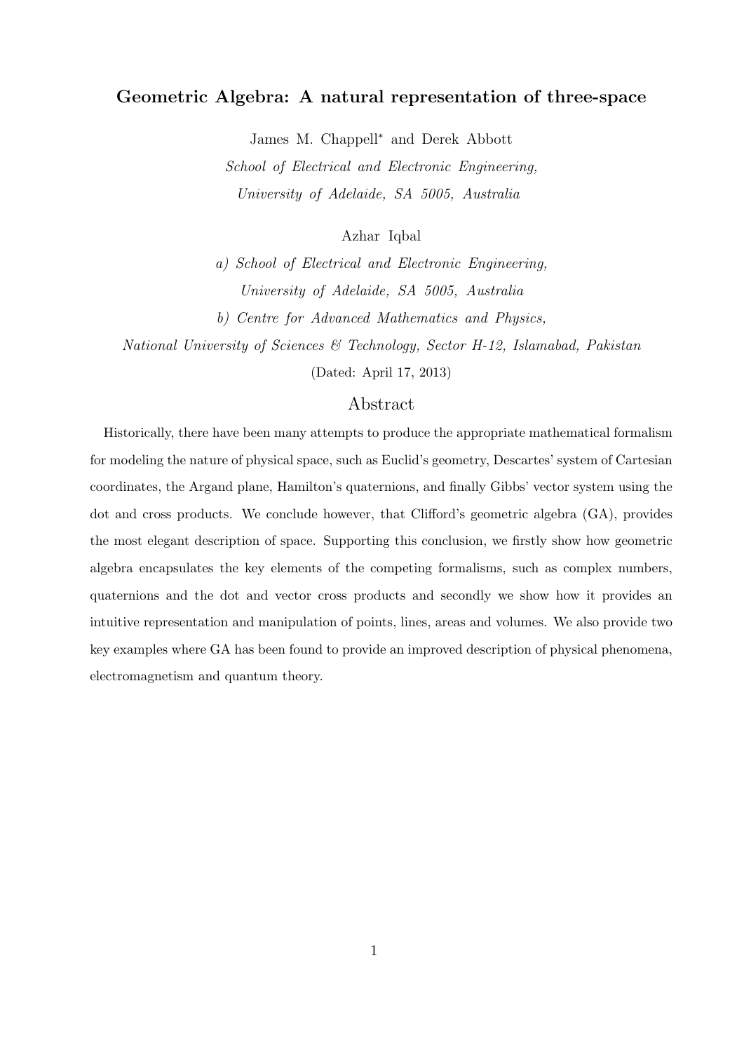# Geometric Algebra: A natural representation of three-space

James M. Chappell* and Derek Abbott

*School of Electrical and Electronic Engineering,*
*University of Adelaide, SA 5005, Australia*

Azhar Iqbal

*a) School of Electrical and Electronic Engineering,*
*University of Adelaide, SA 5005, Australia*
*b) Centre for Advanced Mathematics and Physics,*
*National University of Sciences & Technology, Sector H-12, Islamabad, Pakistan*

(Dated: April 17, 2013)

## Abstract

Historically, there have been many attempts to produce the appropriate mathematical formalism for modeling the nature of physical space, such as Euclid's geometry, Descartes' system of Cartesian coordinates, the Argand plane, Hamilton's quaternions, and finally Gibbs' vector system using the dot and cross products. We conclude however, that Clifford's geometric algebra (GA), provides the most elegant description of space. Supporting this conclusion, we firstly show how geometric algebra encapsulates the key elements of the competing formalisms, such as complex numbers, quaternions and the dot and vector cross products and secondly we show how it provides an intuitive representation and manipulation of points, lines, areas and volumes. We also provide two key examples where GA has been found to provide an improved description of physical phenomena, electromagnetism and quantum theory.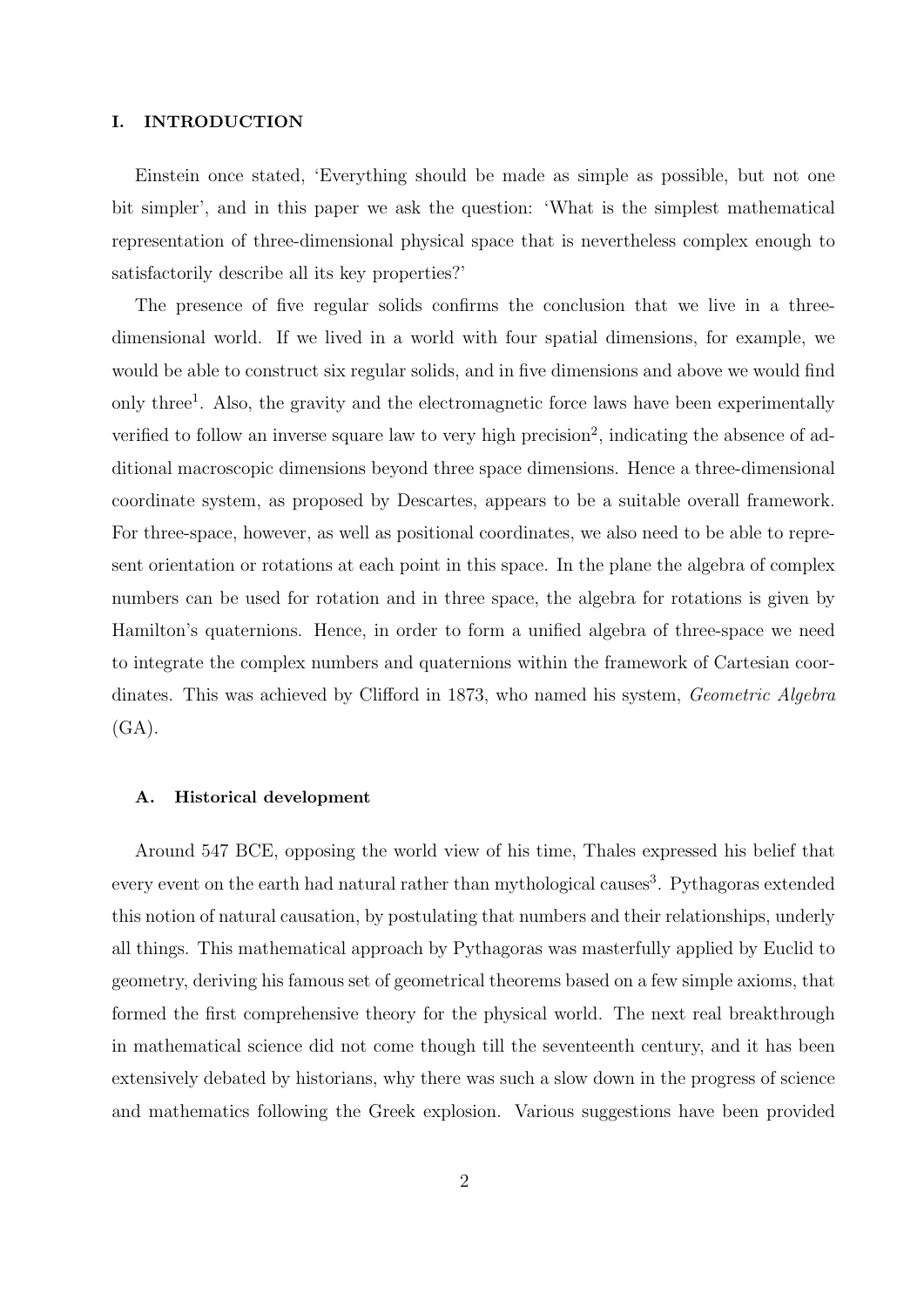# I. INTRODUCTION

Einstein once stated, 'Everything should be made as simple as possible, but not one bit simpler', and in this paper we ask the question: 'What is the simplest mathematical representation of three-dimensional physical space that is nevertheless complex enough to satisfactorily describe all its key properties?'

The presence of five regular solids confirms the conclusion that we live in a three-dimensional world. If we lived in a world with four spatial dimensions, for example, we would be able to construct six regular solids, and in five dimensions and above we would find only three[1]. Also, the gravity and the electromagnetic force laws have been experimentally verified to follow an inverse square law to very high precision[2], indicating the absence of additional macroscopic dimensions beyond three space dimensions. Hence a three-dimensional coordinate system, as proposed by Descartes, appears to be a suitable overall framework. For three-space, however, as well as positional coordinates, we also need to be able to represent orientation or rotations at each point in this space. In the plane the algebra of complex numbers can be used for rotation and in three space, the algebra for rotations is given by Hamilton's quaternions. Hence, in order to form a unified algebra of three-space we need to integrate the complex numbers and quaternions within the framework of Cartesian coordinates. This was achieved by Clifford in 1873, who named his system, *Geometric Algebra* (GA).

## A. Historical development

Around 547 BCE, opposing the world view of his time, Thales expressed his belief that every event on the earth had natural rather than mythological causes[3]. Pythagoras extended this notion of natural causation, by postulating that numbers and their relationships, underly all things. This mathematical approach by Pythagoras was masterfully applied by Euclid to geometry, deriving his famous set of geometrical theorems based on a few simple axioms, that formed the first comprehensive theory for the physical world. The next real breakthrough in mathematical science did not come though till the seventeenth century, and it has been extensively debated by historians, why there was such a slow down in the progress of science and mathematics following the Greek explosion. Various suggestions have been provided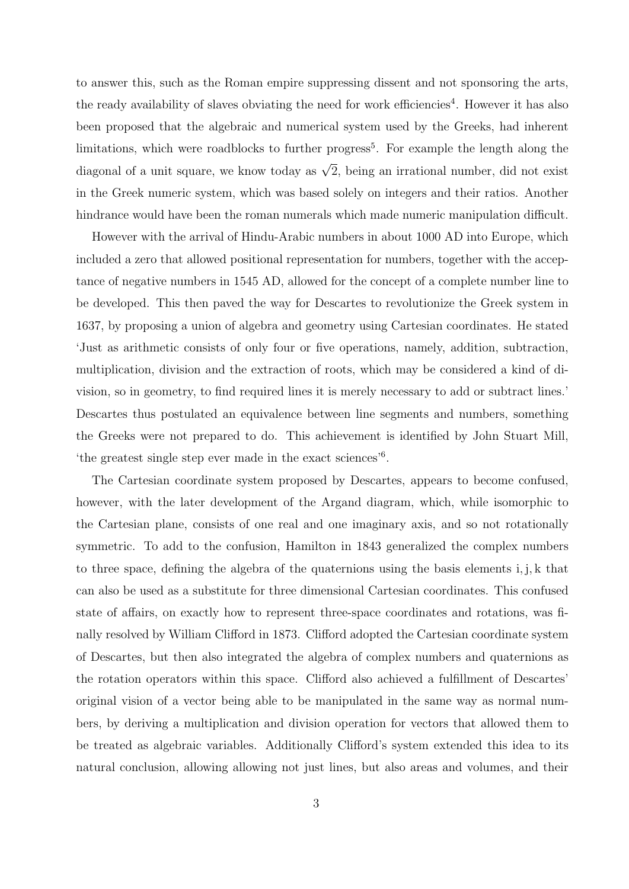to answer this, such as the Roman empire suppressing dissent and not sponsoring the arts, the ready availability of slaves obviating the need for work efficiencies[4]. However it has also been proposed that the algebraic and numerical system used by the Greeks, had inherent limitations, which were roadblocks to further progress[5]. For example the length along the diagonal of a unit square, we know today as $\sqrt{2}$, being an irrational number, did not exist in the Greek numeric system, which was based solely on integers and their ratios. Another hindrance would have been the roman numerals which made numeric manipulation difficult.

However with the arrival of Hindu-Arabic numbers in about 1000 AD into Europe, which included a zero that allowed positional representation for numbers, together with the acceptance of negative numbers in 1545 AD, allowed for the concept of a complete number line to be developed. This then paved the way for Descartes to revolutionize the Greek system in 1637, by proposing a union of algebra and geometry using Cartesian coordinates. He stated 'Just as arithmetic consists of only four or five operations, namely, addition, subtraction, multiplication, division and the extraction of roots, which may be considered a kind of division, so in geometry, to find required lines it is merely necessary to add or subtract lines.' Descartes thus postulated an equivalence between line segments and numbers, something the Greeks were not prepared to do. This achievement is identified by John Stuart Mill, 'the greatest single step ever made in the exact sciences'[6].

The Cartesian coordinate system proposed by Descartes, appears to become confused, however, with the later development of the Argand diagram, which, while isomorphic to the Cartesian plane, consists of one real and one imaginary axis, and so not rotationally symmetric. To add to the confusion, Hamilton in 1843 generalized the complex numbers to three space, defining the algebra of the quaternions using the basis elements $\mathrm{i}, \mathrm{j}, \mathrm{k}$ that can also be used as a substitute for three dimensional Cartesian coordinates. This confused state of affairs, on exactly how to represent three-space coordinates and rotations, was finally resolved by William Clifford in 1873. Clifford adopted the Cartesian coordinate system of Descartes, but then also integrated the algebra of complex numbers and quaternions as the rotation operators within this space. Clifford also achieved a fulfillment of Descartes' original vision of a vector being able to be manipulated in the same way as normal numbers, by deriving a multiplication and division operation for vectors that allowed them to be treated as algebraic variables. Additionally Clifford's system extended this idea to its natural conclusion, allowing allowing not just lines, but also areas and volumes, and their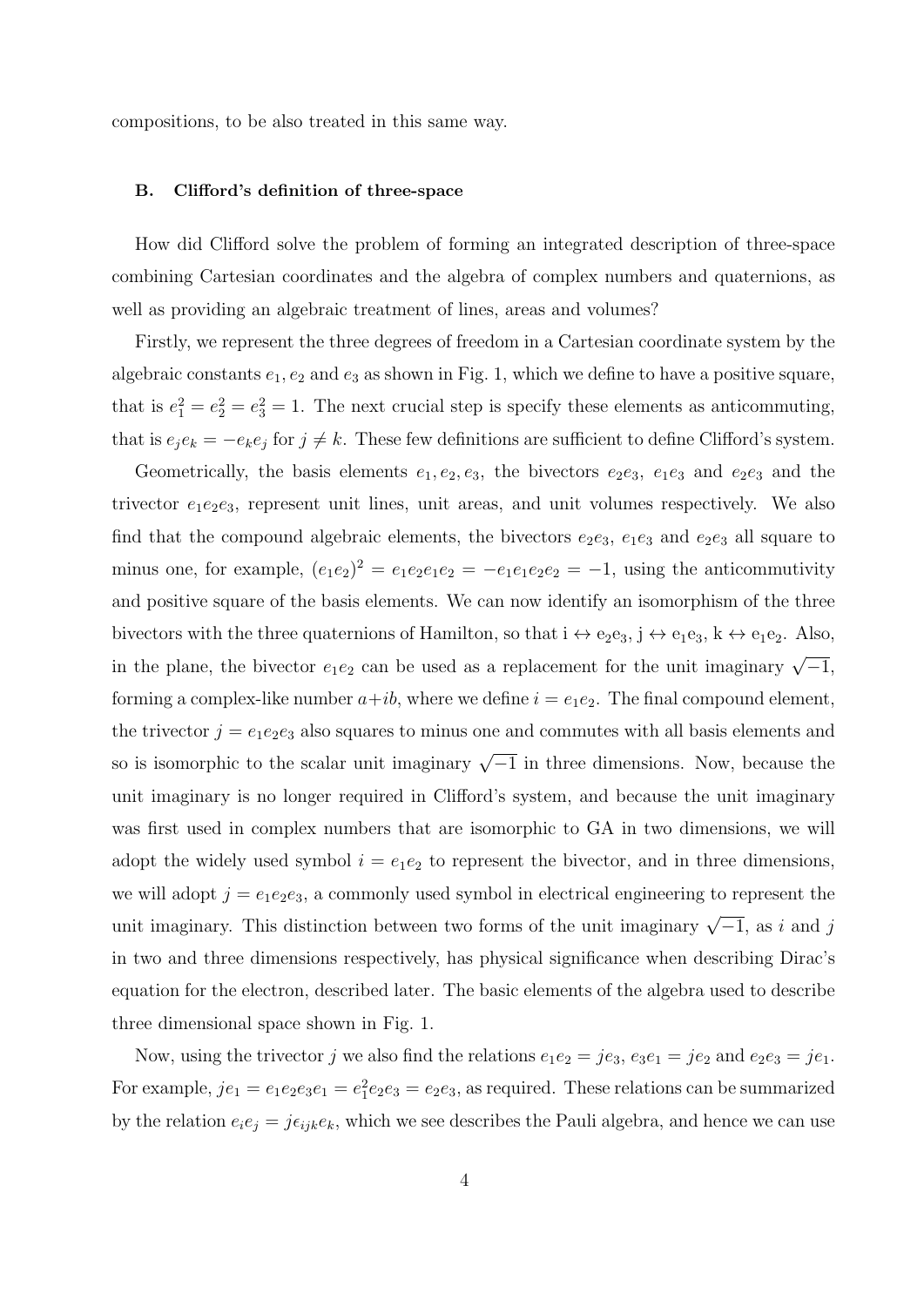compositions, to be also treated in this same way.

### B. Clifford's definition of three-space

How did Clifford solve the problem of forming an integrated description of three-space combining Cartesian coordinates and the algebra of complex numbers and quaternions, as well as providing an algebraic treatment of lines, areas and volumes?

Firstly, we represent the three degrees of freedom in a Cartesian coordinate system by the algebraic constants $e_1, e_2$ and $e_3$ as shown in Fig. 1, which we define to have a positive square, that is $e_1^2 = e_2^2 = e_3^2 = 1$. The next crucial step is specify these elements as anticommuting, that is $e_j e_k = -e_k e_j$ for $j \neq k$. These few definitions are sufficient to define Clifford's system.

Geometrically, the basis elements $e_1, e_2, e_3$, the bivectors $e_2e_3$, $e_1e_3$ and $e_2e_3$ and the trivector $e_1e_2e_3$, represent unit lines, unit areas, and unit volumes respectively. We also find that the compound algebraic elements, the bivectors $e_2e_3$, $e_1e_3$ and $e_2e_3$ all square to minus one, for example, $(e_1e_2)^2 = e_1e_2e_1e_2 = -e_1e_1e_2e_2 = -1$, using the anticommutivity and positive square of the basis elements. We can now identify an isomorphism of the three bivectors with the three quaternions of Hamilton, so that $\mathrm{i} \leftrightarrow \mathrm{e_2e_3}$, $\mathrm{j} \leftrightarrow \mathrm{e_1e_3}$, $\mathrm{k} \leftrightarrow \mathrm{e_1e_2}$. Also, in the plane, the bivector $e_1e_2$ can be used as a replacement for the unit imaginary $\sqrt{-1}$, forming a complex-like number $a+ib$, where we define $i = e_1e_2$. The final compound element, the trivector $j = e_1e_2e_3$ also squares to minus one and commutes with all basis elements and so is isomorphic to the scalar unit imaginary $\sqrt{-1}$ in three dimensions. Now, because the unit imaginary is no longer required in Clifford's system, and because the unit imaginary was first used in complex numbers that are isomorphic to GA in two dimensions, we will adopt the widely used symbol $i = e_1e_2$ to represent the bivector, and in three dimensions, we will adopt $j = e_1e_2e_3$, a commonly used symbol in electrical engineering to represent the unit imaginary. This distinction between two forms of the unit imaginary $\sqrt{-1}$, as $i$ and $j$ in two and three dimensions respectively, has physical significance when describing Dirac's equation for the electron, described later. The basic elements of the algebra used to describe three dimensional space shown in Fig. 1.

Now, using the trivector $j$ we also find the relations $e_1e_2 = je_3$, $e_3e_1 = je_2$ and $e_2e_3 = je_1$. For example, $je_1 = e_1e_2e_3e_1 = e_1^2e_2e_3 = e_2e_3$, as required. These relations can be summarized by the relation $e_ie_j = j\epsilon_{ijk}e_k$, which we see describes the Pauli algebra, and hence we can use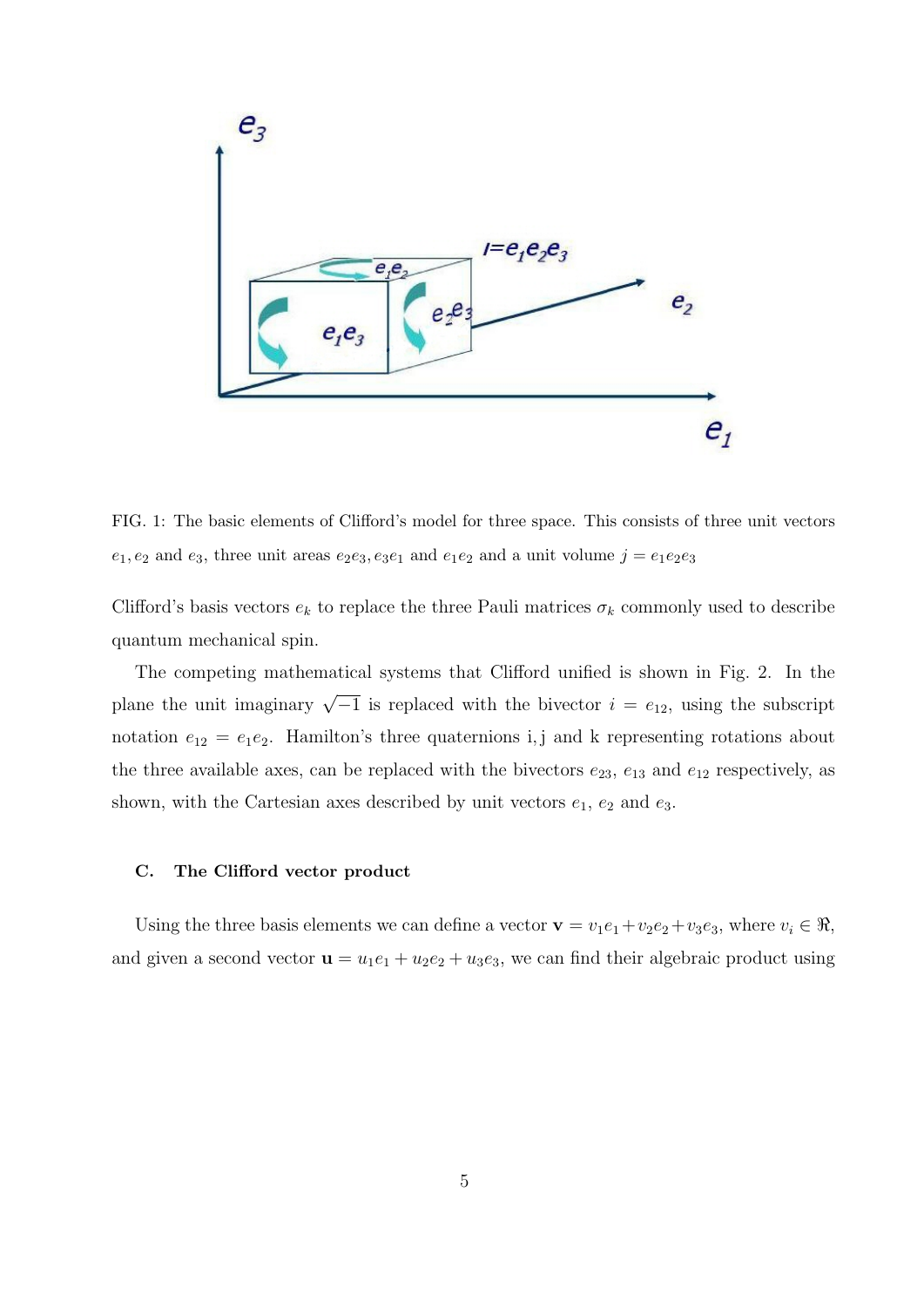FIG. 1: The basic elements of Clifford's model for three space. This consists of three unit vectors $e_1, e_2$ and $e_3$, three unit areas $e_2e_3, e_3e_1$ and $e_1e_2$ and a unit volume $j = e_1e_2e_3$

Clifford's basis vectors $e_k$ to replace the three Pauli matrices $\sigma_k$ commonly used to describe quantum mechanical spin.

The competing mathematical systems that Clifford unified is shown in Fig. 2. In the plane the unit imaginary $\sqrt{-1}$ is replaced with the bivector $i = e_{12}$, using the subscript notation $e_{12} = e_1e_2$. Hamilton's three quaternions i, j and k representing rotations about the three available axes, can be replaced with the bivectors $e_{23}$, $e_{13}$ and $e_{12}$ respectively, as shown, with the Cartesian axes described by unit vectors $e_1$, $e_2$ and $e_3$.

### C. The Clifford vector product

Using the three basis elements we can define a vector $\mathbf{v} = v_1e_1 + v_2e_2 + v_3e_3$, where $v_i \in \Re$, and given a second vector $\mathbf{u} = u_1e_1 + u_2e_2 + u_3e_3$, we can find their algebraic product using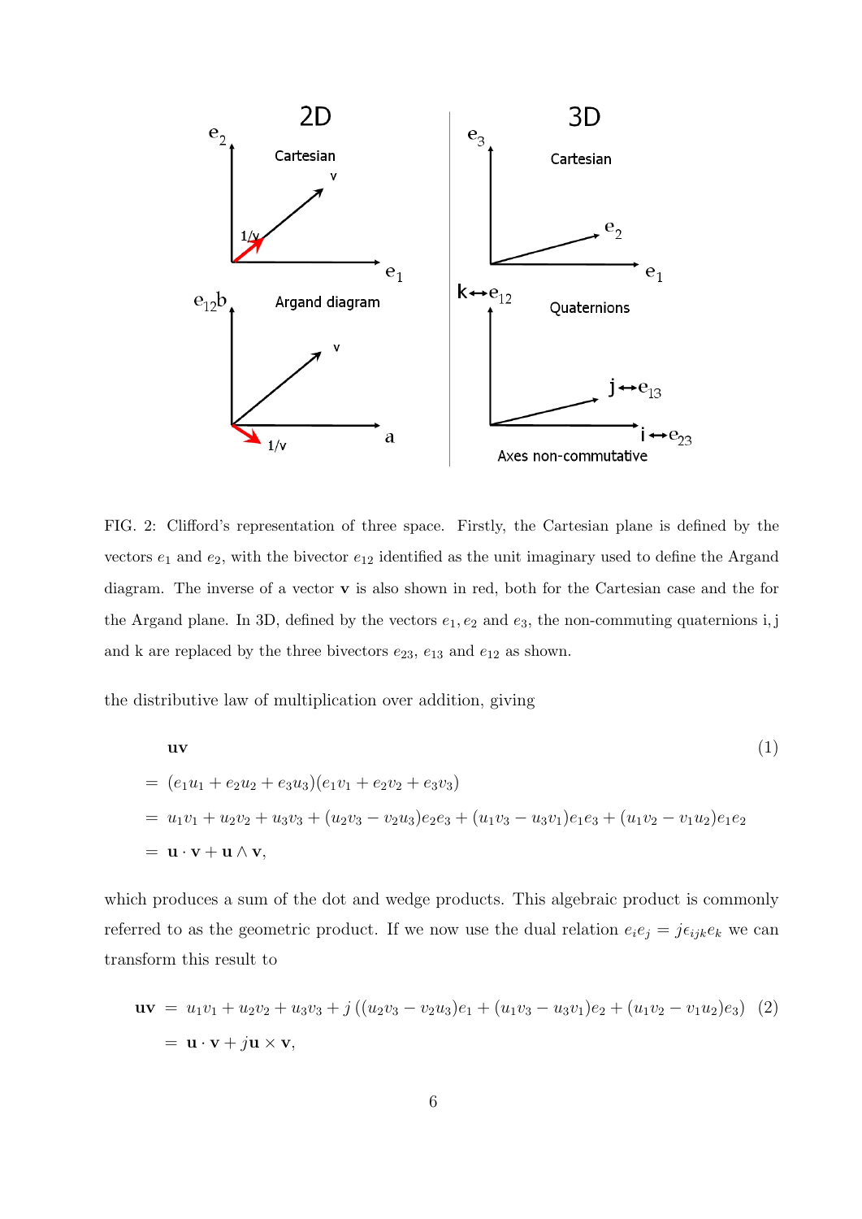FIG. 2: Clifford's representation of three space. Firstly, the Cartesian plane is defined by the vectors $e_1$ and $e_2$, with the bivector $e_{12}$ identified as the unit imaginary used to define the Argand diagram. The inverse of a vector $\mathbf{v}$ is also shown in red, both for the Cartesian case and the for the Argand plane. In 3D, defined by the vectors $e_1, e_2$ and $e_3$, the non-commuting quaternions i, j and k are replaced by the three bivectors $e_{23}$, $e_{13}$ and $e_{12}$ as shown.

the distributive law of multiplication over addition, giving

$$
\begin{aligned}
&\mathbf{uv} \qquad (1)\\
&= (e_1 u_1 + e_2 u_2 + e_3 u_3)(e_1 v_1 + e_2 v_2 + e_3 v_3) \\
&= u_1 v_1 + u_2 v_2 + u_3 v_3 + (u_2 v_3 - v_2 u_3) e_2 e_3 + (u_1 v_3 - u_3 v_1) e_1 e_3 + (u_1 v_2 - v_1 u_2) e_1 e_2 \\
&= \mathbf{u} \cdot \mathbf{v} + \mathbf{u} \wedge \mathbf{v},
\end{aligned}
$$

which produces a sum of the dot and wedge products. This algebraic product is commonly referred to as the geometric product. If we now use the dual relation $e_i e_j = j \epsilon_{ijk} e_k$ we can transform this result to

$$
\begin{aligned}
\mathbf{uv} &= u_1 v_1 + u_2 v_2 + u_3 v_3 + j \left( (u_2 v_3 - v_2 u_3) e_1 + (u_1 v_3 - u_3 v_1) e_2 + (u_1 v_2 - v_1 u_2) e_3 \right) \qquad (2)\\
&= \mathbf{u} \cdot \mathbf{v} + j \mathbf{u} \times \mathbf{v},
\end{aligned}
$$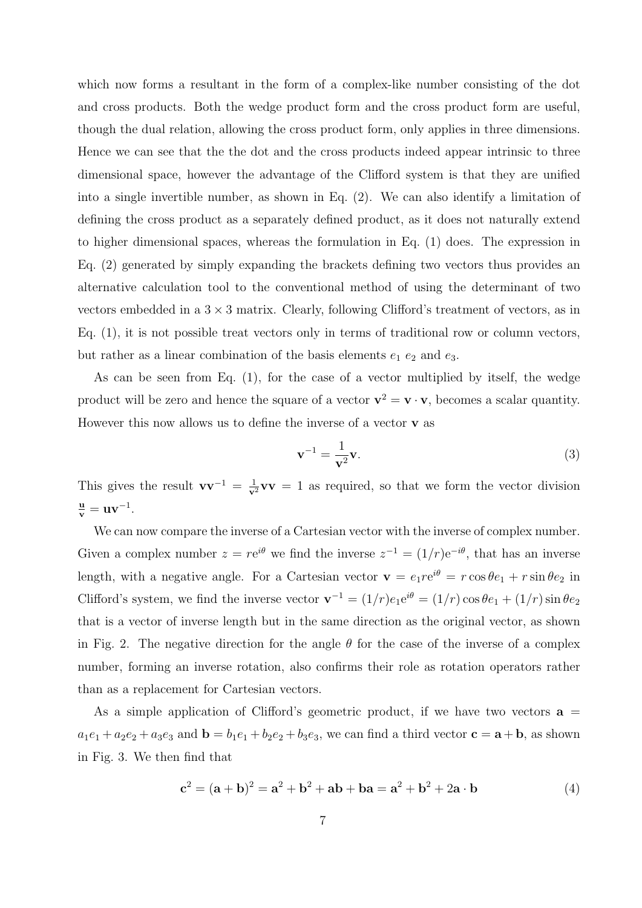which now forms a resultant in the form of a complex-like number consisting of the dot and cross products. Both the wedge product form and the cross product form are useful, though the dual relation, allowing the cross product form, only applies in three dimensions. Hence we can see that the the dot and the cross products indeed appear intrinsic to three dimensional space, however the advantage of the Clifford system is that they are unified into a single invertible number, as shown in Eq. (2). We can also identify a limitation of defining the cross product as a separately defined product, as it does not naturally extend to higher dimensional spaces, whereas the formulation in Eq. (1) does. The expression in Eq. (2) generated by simply expanding the brackets defining two vectors thus provides an alternative calculation tool to the conventional method of using the determinant of two vectors embedded in a $3 \times 3$ matrix. Clearly, following Clifford's treatment of vectors, as in Eq. (1), it is not possible treat vectors only in terms of traditional row or column vectors, but rather as a linear combination of the basis elements $e_1$ $e_2$ and $e_3$.

As can be seen from Eq. (1), for the case of a vector multiplied by itself, the wedge product will be zero and hence the square of a vector $\mathbf{v}^2 = \mathbf{v} \cdot \mathbf{v}$, becomes a scalar quantity. However this now allows us to define the inverse of a vector $\mathbf{v}$ as

$$\mathbf{v}^{-1} = \frac{1}{\mathbf{v}^2}\mathbf{v}. \tag{3}$$

This gives the result $\mathbf{v}\mathbf{v}^{-1} = \frac{1}{\mathbf{v}^2}\mathbf{v}\mathbf{v} = 1$ as required, so that we form the vector division $\frac{\mathbf{u}}{\mathbf{v}} = \mathbf{u}\mathbf{v}^{-1}$.

We can now compare the inverse of a Cartesian vector with the inverse of complex number. Given a complex number $z = r\mathrm{e}^{i\theta}$ we find the inverse $z^{-1} = (1/r)\mathrm{e}^{-i\theta}$, that has an inverse length, with a negative angle. For a Cartesian vector $\mathbf{v} = e_1 r\mathrm{e}^{i\theta} = r\cos\theta e_1 + r\sin\theta e_2$ in Clifford's system, we find the inverse vector $\mathbf{v}^{-1} = (1/r)e_1\mathrm{e}^{i\theta} = (1/r)\cos\theta e_1 + (1/r)\sin\theta e_2$ that is a vector of inverse length but in the same direction as the original vector, as shown in Fig. 2. The negative direction for the angle $\theta$ for the case of the inverse of a complex number, forming an inverse rotation, also confirms their role as rotation operators rather than as a replacement for Cartesian vectors.

As a simple application of Clifford's geometric product, if we have two vectors $\mathbf{a} = a_1e_1 + a_2e_2 + a_3e_3$ and $\mathbf{b} = b_1e_1 + b_2e_2 + b_3e_3$, we can find a third vector $\mathbf{c} = \mathbf{a} + \mathbf{b}$, as shown in Fig. 3. We then find that

$$\mathbf{c}^2 = (\mathbf{a} + \mathbf{b})^2 = \mathbf{a}^2 + \mathbf{b}^2 + \mathbf{a}\mathbf{b} + \mathbf{b}\mathbf{a} = \mathbf{a}^2 + \mathbf{b}^2 + 2\mathbf{a} \cdot \mathbf{b} \tag{4}$$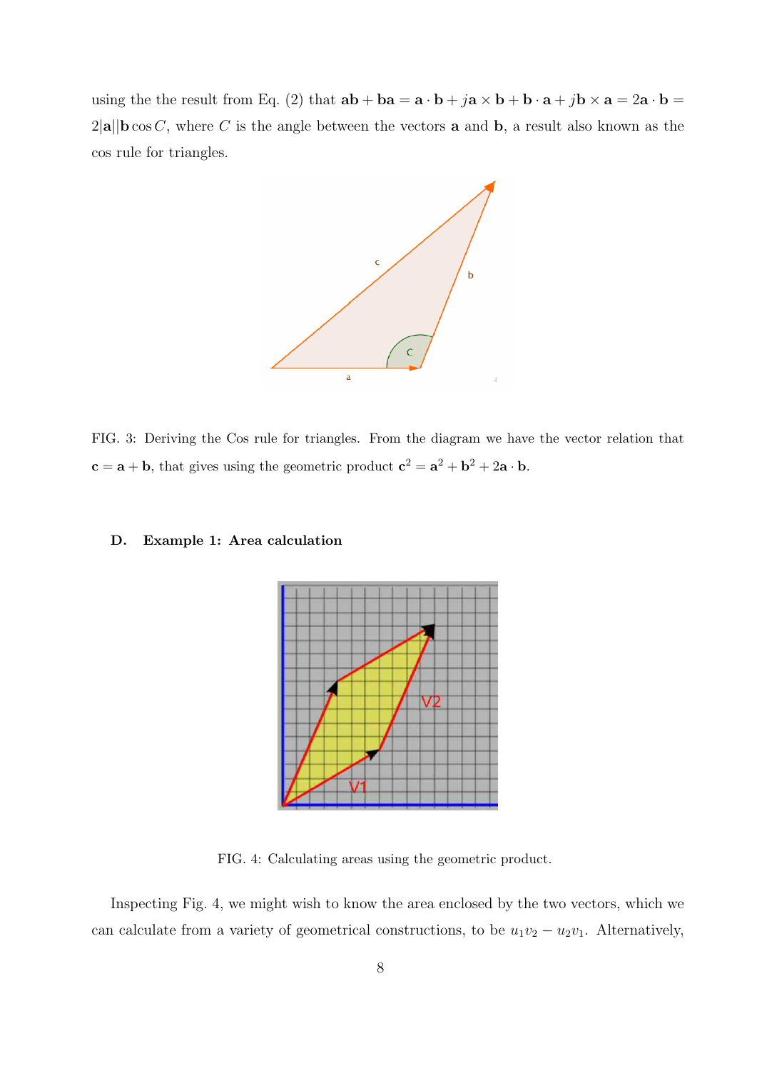using the the result from Eq. (2) that $\mathbf{ab} + \mathbf{ba} = \mathbf{a} \cdot \mathbf{b} + j\mathbf{a} \times \mathbf{b} + \mathbf{b} \cdot \mathbf{a} + j\mathbf{b} \times \mathbf{a} = 2\mathbf{a} \cdot \mathbf{b} = 2|\mathbf{a}||\mathbf{b} \cos C$, where $C$ is the angle between the vectors $\mathbf{a}$ and $\mathbf{b}$, a result also known as the cos rule for triangles.

FIG. 3: Deriving the Cos rule for triangles. From the diagram we have the vector relation that $\mathbf{c} = \mathbf{a} + \mathbf{b}$, that gives using the geometric product $\mathbf{c}^2 = \mathbf{a}^2 + \mathbf{b}^2 + 2\mathbf{a} \cdot \mathbf{b}$.

### D. Example 1: Area calculation

FIG. 4: Calculating areas using the geometric product.

Inspecting Fig. 4, we might wish to know the area enclosed by the two vectors, which we can calculate from a variety of geometrical constructions, to be $u_1 v_2 - u_2 v_1$. Alternatively,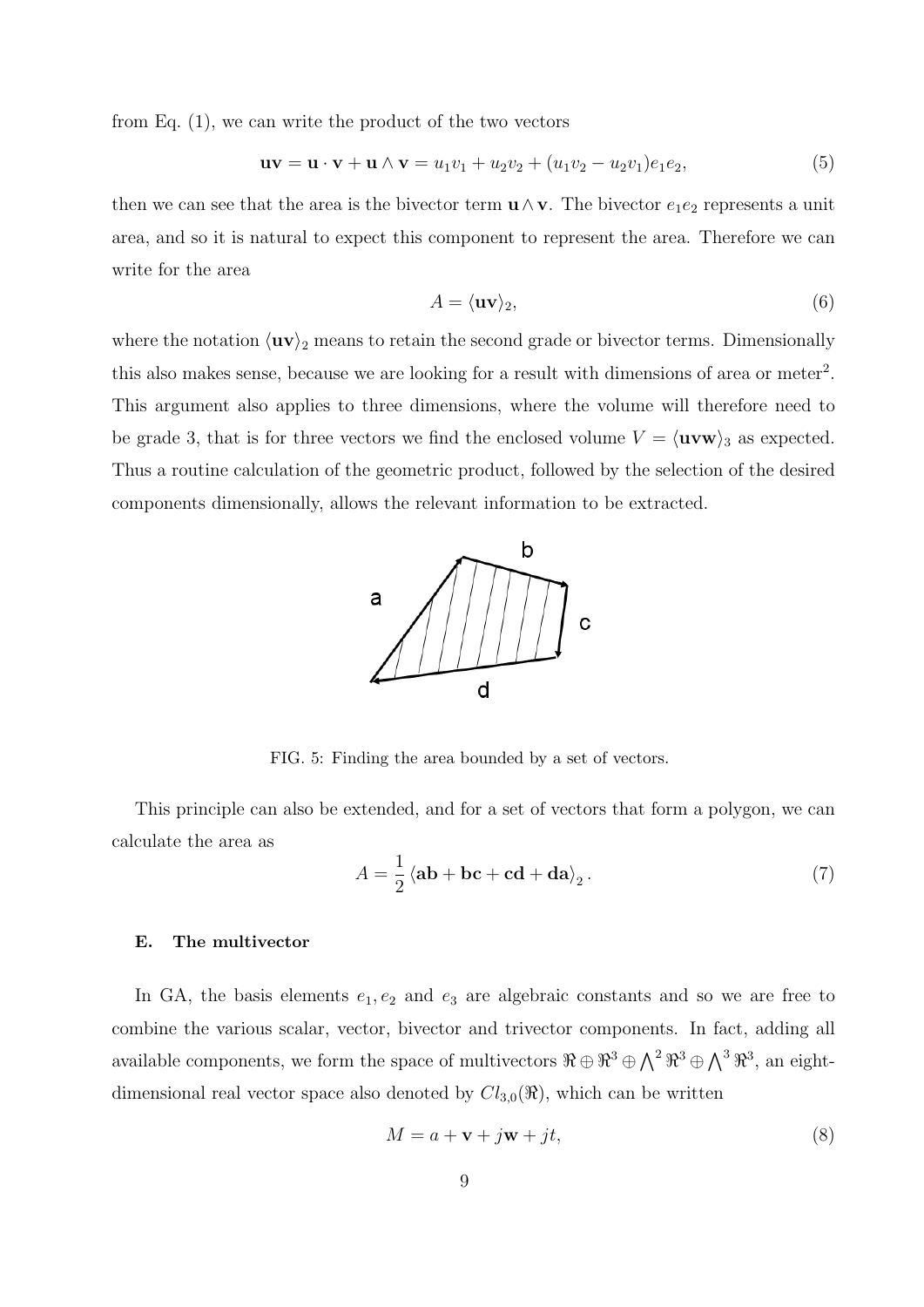from Eq. (1), we can write the product of the two vectors

$$\mathbf{uv} = \mathbf{u} \cdot \mathbf{v} + \mathbf{u} \wedge \mathbf{v} = u_1 v_1 + u_2 v_2 + (u_1 v_2 - u_2 v_1) e_1 e_2, \tag{5}$$

then we can see that the area is the bivector term $\mathbf{u} \wedge \mathbf{v}$. The bivector $e_1 e_2$ represents a unit area, and so it is natural to expect this component to represent the area. Therefore we can write for the area

$$A = \langle \mathbf{uv} \rangle_2, \tag{6}$$

where the notation $\langle \mathbf{uv} \rangle_2$ means to retain the second grade or bivector terms. Dimensionally this also makes sense, because we are looking for a result with dimensions of area or meter$^2$. This argument also applies to three dimensions, where the volume will therefore need to be grade 3, that is for three vectors we find the enclosed volume $V = \langle \mathbf{uvw} \rangle_3$ as expected. Thus a routine calculation of the geometric product, followed by the selection of the desired components dimensionally, allows the relevant information to be extracted.

FIG. 5: Finding the area bounded by a set of vectors.

This principle can also be extended, and for a set of vectors that form a polygon, we can calculate the area as

$$A = \frac{1}{2} \langle \mathbf{ab} + \mathbf{bc} + \mathbf{cd} + \mathbf{da} \rangle_2 . \tag{7}$$

### E. The multivector

In GA, the basis elements $e_1, e_2$ and $e_3$ are algebraic constants and so we are free to combine the various scalar, vector, bivector and trivector components. In fact, adding all available components, we form the space of multivectors $\Re \oplus \Re^3 \oplus \bigwedge^2 \Re^3 \oplus \bigwedge^3 \Re^3$, an eight-dimensional real vector space also denoted by $Cl_{3,0}(\Re)$, which can be written

$$M = a + \mathbf{v} + j\mathbf{w} + jt, \tag{8}$$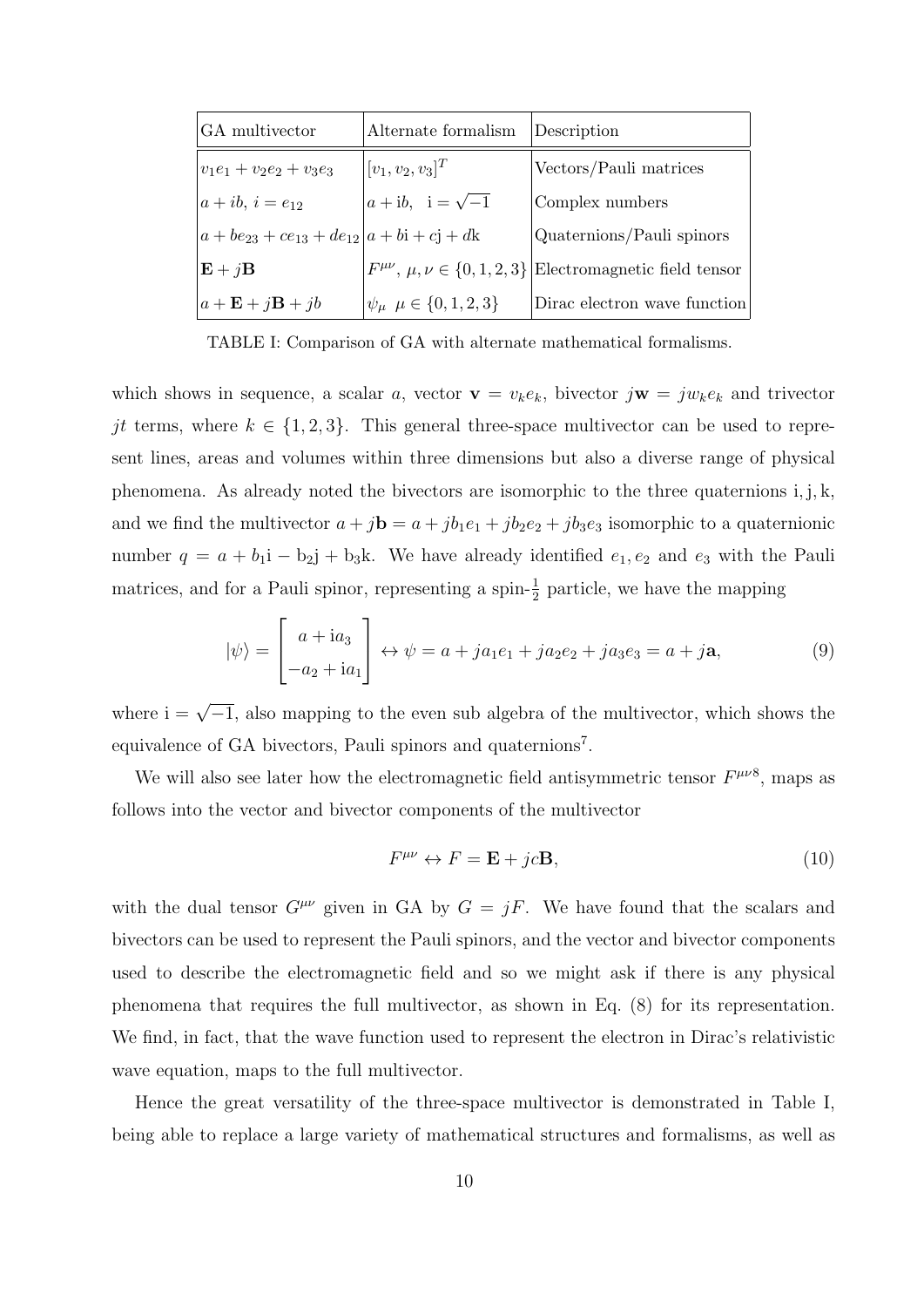| GA multivector | Alternate formalism | Description |
|---|---|---|
| $v_1e_1 + v_2e_2 + v_3e_3$ | $[v_1, v_2, v_3]^T$ | Vectors/Pauli matrices |
| $a + ib,\ i = e_{12}$ | $a + \mathrm{i}b, \quad \mathrm{i} = \sqrt{-1}$ | Complex numbers |
| $a + be_{23} + ce_{13} + de_{12}$ | $a + b\mathrm{i} + c\mathrm{j} + d\mathrm{k}$ | Quaternions/Pauli spinors |
| $\mathbf{E} + j\mathbf{B}$ | $F^{\mu\nu},\ \mu, \nu \in \{0, 1, 2, 3\}$ | Electromagnetic field tensor |
| $a + \mathbf{E} + j\mathbf{B} + jb$ | $\psi_\mu \ \ \mu \in \{0, 1, 2, 3\}$ | Dirac electron wave function |

TABLE I: Comparison of GA with alternate mathematical formalisms.

which shows in sequence, a scalar $a$, vector $\mathbf{v} = v_k e_k$, bivector $j\mathbf{w} = jw_k e_k$ and trivector $jt$ terms, where $k \in \{1, 2, 3\}$. This general three-space multivector can be used to represent lines, areas and volumes within three dimensions but also a diverse range of physical phenomena. As already noted the bivectors are isomorphic to the three quaternions $\mathrm{i}, \mathrm{j}, \mathrm{k}$, and we find the multivector $a + j\mathbf{b} = a + jb_1e_1 + jb_2e_2 + jb_3e_3$ isomorphic to a quaternionic number $q = a + b_1\mathrm{i} - \mathrm{b}_2\mathrm{j} + \mathrm{b}_3\mathrm{k}$. We have already identified $e_1, e_2$ and $e_3$ with the Pauli matrices, and for a Pauli spinor, representing a spin-$\frac{1}{2}$ particle, we have the mapping

$$|\psi\rangle = \begin{bmatrix} a + \mathrm{i}a_3 \\ -a_2 + \mathrm{i}a_1 \end{bmatrix} \leftrightarrow \psi = a + ja_1e_1 + ja_2e_2 + ja_3e_3 = a + j\mathbf{a}, \tag{9}$$

where $\mathrm{i} = \sqrt{-1}$, also mapping to the even sub algebra of the multivector, which shows the equivalence of GA bivectors, Pauli spinors and quaternions[7].

We will also see later how the electromagnetic field antisymmetric tensor $F^{\mu\nu}$[8], maps as follows into the vector and bivector components of the multivector

$$F^{\mu\nu} \leftrightarrow F = \mathbf{E} + jc\mathbf{B}, \tag{10}$$

with the dual tensor $G^{\mu\nu}$ given in GA by $G = jF$. We have found that the scalars and bivectors can be used to represent the Pauli spinors, and the vector and bivector components used to describe the electromagnetic field and so we might ask if there is any physical phenomena that requires the full multivector, as shown in Eq. (8) for its representation. We find, in fact, that the wave function used to represent the electron in Dirac's relativistic wave equation, maps to the full multivector.

Hence the great versatility of the three-space multivector is demonstrated in Table I, being able to replace a large variety of mathematical structures and formalisms, as well as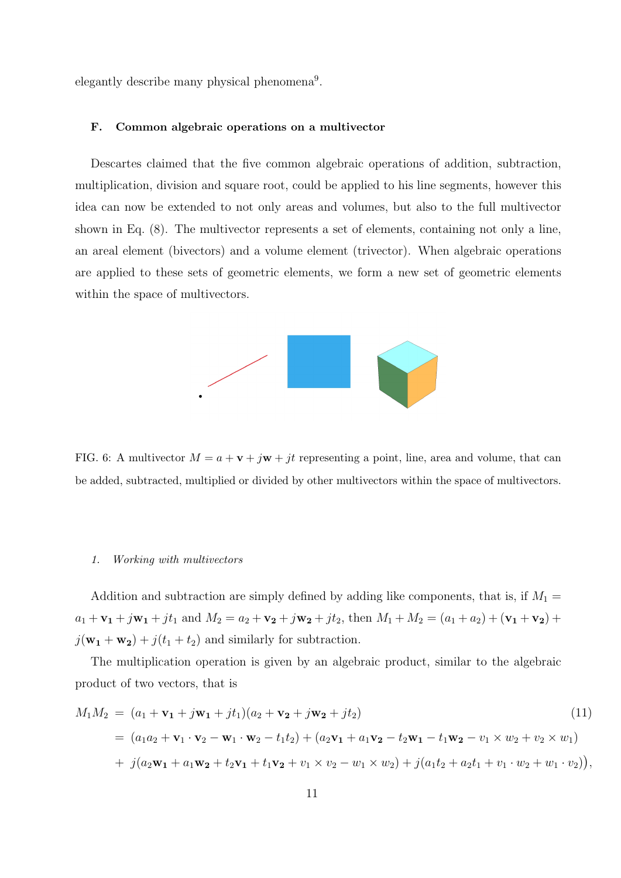elegantly describe many physical phenomena[9].

### F. Common algebraic operations on a multivector

Descartes claimed that the five common algebraic operations of addition, subtraction, multiplication, division and square root, could be applied to his line segments, however this idea can now be extended to not only areas and volumes, but also to the full multivector shown in Eq. (8). The multivector represents a set of elements, containing not only a line, an areal element (bivectors) and a volume element (trivector). When algebraic operations are applied to these sets of geometric elements, we form a new set of geometric elements within the space of multivectors.

FIG. 6: A multivector $M = a + \mathbf{v} + j\mathbf{w} + jt$ representing a point, line, area and volume, that can be added, subtracted, multiplied or divided by other multivectors within the space of multivectors.

#### 1. *Working with multivectors*

Addition and subtraction are simply defined by adding like components, that is, if $M_1 = a_1 + \mathbf{v_1} + j\mathbf{w_1} + jt_1$ and $M_2 = a_2 + \mathbf{v_2} + j\mathbf{w_2} + jt_2$, then $M_1 + M_2 = (a_1 + a_2) + (\mathbf{v_1} + \mathbf{v_2}) + j(\mathbf{w_1} + \mathbf{w_2}) + j(t_1 + t_2)$ and similarly for subtraction.

The multiplication operation is given by an algebraic product, similar to the algebraic product of two vectors, that is

$$
\begin{aligned}
M_1 M_2 &= (a_1 + \mathbf{v_1} + j\mathbf{w_1} + jt_1)(a_2 + \mathbf{v_2} + j\mathbf{w_2} + jt_2) \\
&= (a_1 a_2 + \mathbf{v}_1 \cdot \mathbf{v}_2 - \mathbf{w}_1 \cdot \mathbf{w}_2 - t_1 t_2) + (a_2 \mathbf{v_1} + a_1 \mathbf{v_2} - t_2 \mathbf{w_1} - t_1 \mathbf{w_2} - v_1 \times w_2 + v_2 \times w_1) \\
&+ j(a_2 \mathbf{w_1} + a_1 \mathbf{w_2} + t_2 \mathbf{v_1} + t_1 \mathbf{v_2} + v_1 \times v_2 - w_1 \times w_2) + j(a_1 t_2 + a_2 t_1 + v_1 \cdot w_2 + w_1 \cdot v_2)\big),
\end{aligned}
\tag{11}
$$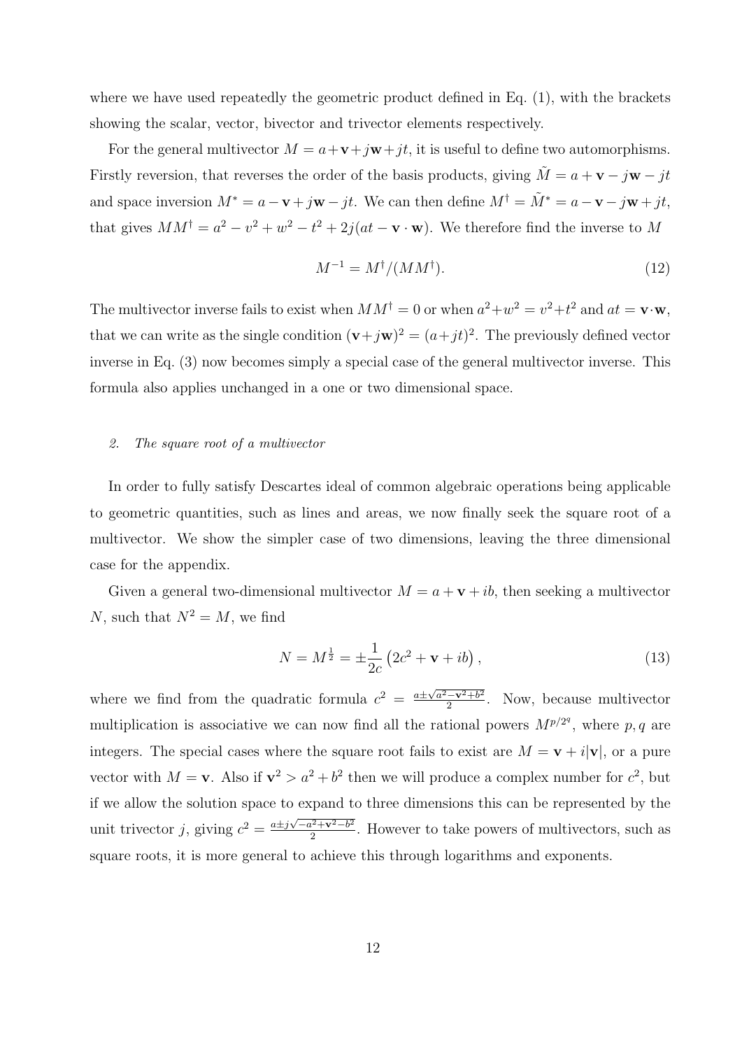where we have used repeatedly the geometric product defined in Eq. (1), with the brackets showing the scalar, vector, bivector and trivector elements respectively.

For the general multivector $M = a + \mathbf{v} + j\mathbf{w} + jt$, it is useful to define two automorphisms. Firstly reversion, that reverses the order of the basis products, giving $\tilde{M} = a + \mathbf{v} - j\mathbf{w} - jt$ and space inversion $M^* = a - \mathbf{v} + j\mathbf{w} - jt$. We can then define $M^\dagger = \tilde{M}^* = a - \mathbf{v} - j\mathbf{w} + jt$, that gives $MM^\dagger = a^2 - v^2 + w^2 - t^2 + 2j(at - \mathbf{v}\cdot\mathbf{w})$. We therefore find the inverse to $M$

$$M^{-1} = M^\dagger/(MM^\dagger). \tag{12}$$

The multivector inverse fails to exist when $MM^\dagger = 0$ or when $a^2 + w^2 = v^2 + t^2$ and $at = \mathbf{v}\cdot\mathbf{w}$, that we can write as the single condition $(\mathbf{v} + j\mathbf{w})^2 = (a + jt)^2$. The previously defined vector inverse in Eq. (3) now becomes simply a special case of the general multivector inverse. This formula also applies unchanged in a one or two dimensional space.

### 2. *The square root of a multivector*

In order to fully satisfy Descartes ideal of common algebraic operations being applicable to geometric quantities, such as lines and areas, we now finally seek the square root of a multivector. We show the simpler case of two dimensions, leaving the three dimensional case for the appendix.

Given a general two-dimensional multivector $M = a + \mathbf{v} + ib$, then seeking a multivector $N$, such that $N^2 = M$, we find

$$N = M^{\frac{1}{2}} = \pm\frac{1}{2c}\left(2c^2 + \mathbf{v} + ib\right), \tag{13}$$

where we find from the quadratic formula $c^2 = \frac{a \pm \sqrt{a^2 - \mathbf{v}^2 + b^2}}{2}$. Now, because multivector multiplication is associative we can now find all the rational powers $M^{p/2^q}$, where $p, q$ are integers. The special cases where the square root fails to exist are $M = \mathbf{v} + i|\mathbf{v}|$, or a pure vector with $M = \mathbf{v}$. Also if $\mathbf{v}^2 > a^2 + b^2$ then we will produce a complex number for $c^2$, but if we allow the solution space to expand to three dimensions this can be represented by the unit trivector $j$, giving $c^2 = \frac{a \pm j\sqrt{-a^2 + \mathbf{v}^2 - b^2}}{2}$. However to take powers of multivectors, such as square roots, it is more general to achieve this through logarithms and exponents.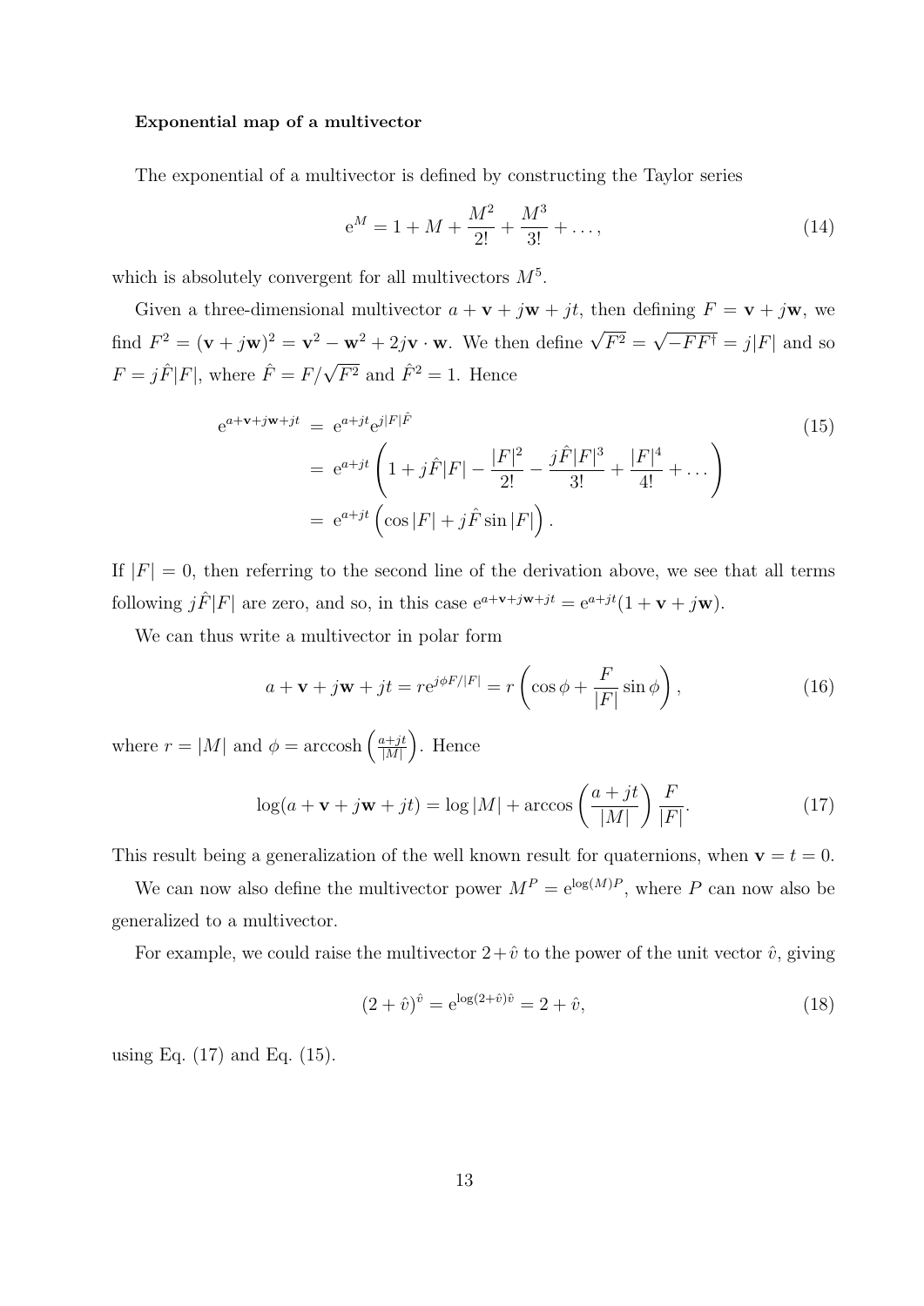**Exponential map of a multivector**

The exponential of a multivector is defined by constructing the Taylor series

$$\mathrm{e}^M = 1 + M + \frac{M^2}{2!} + \frac{M^3}{3!} + \dots, \tag{14}$$

which is absolutely convergent for all multivectors $M$[5].

Given a three-dimensional multivector $a + \mathbf{v} + j\mathbf{w} + jt$, then defining $F = \mathbf{v} + j\mathbf{w}$, we find $F^2 = (\mathbf{v} + j\mathbf{w})^2 = \mathbf{v}^2 - \mathbf{w}^2 + 2j\mathbf{v}\cdot\mathbf{w}$. We then define $\sqrt{F^2} = \sqrt{-FF^\dagger} = j|F|$ and so $F = j\hat{F}|F|$, where $\hat{F} = F/\sqrt{F^2}$ and $\hat{F}^2 = 1$. Hence

$$\begin{aligned}
\mathrm{e}^{a+\mathbf{v}+j\mathbf{w}+jt} &= \mathrm{e}^{a+jt}\mathrm{e}^{j|F|\hat{F}} \\
&= \mathrm{e}^{a+jt}\left(1 + j\hat{F}|F| - \frac{|F|^2}{2!} - \frac{j\hat{F}|F|^3}{3!} + \frac{|F|^4}{4!} + \dots\right) \\
&= \mathrm{e}^{a+jt}\left(\cos|F| + j\hat{F}\sin|F|\right).
\end{aligned} \tag{15}$$

If $|F| = 0$, then referring to the second line of the derivation above, we see that all terms following $j\hat{F}|F|$ are zero, and so, in this case $\mathrm{e}^{a+\mathbf{v}+j\mathbf{w}+jt} = \mathrm{e}^{a+jt}(1 + \mathbf{v} + j\mathbf{w})$.

We can thus write a multivector in polar form

$$a + \mathbf{v} + j\mathbf{w} + jt = r\mathrm{e}^{j\phi F/|F|} = r\left(\cos\phi + \frac{F}{|F|}\sin\phi\right), \tag{16}$$

where $r = |M|$ and $\phi = \operatorname{arccosh}\left(\frac{a+jt}{|M|}\right)$. Hence

$$\log(a + \mathbf{v} + j\mathbf{w} + jt) = \log|M| + \arccos\left(\frac{a+jt}{|M|}\right)\frac{F}{|F|}. \tag{17}$$

This result being a generalization of the well known result for quaternions, when $\mathbf{v} = t = 0$.

We can now also define the multivector power $M^P = \mathrm{e}^{\log(M)P}$, where $P$ can now also be generalized to a multivector.

For example, we could raise the multivector $2 + \hat{v}$ to the power of the unit vector $\hat{v}$, giving

$$(2 + \hat{v})^{\hat{v}} = \mathrm{e}^{\log(2+\hat{v})\hat{v}} = 2 + \hat{v}, \tag{18}$$

using Eq. (17) and Eq. (15).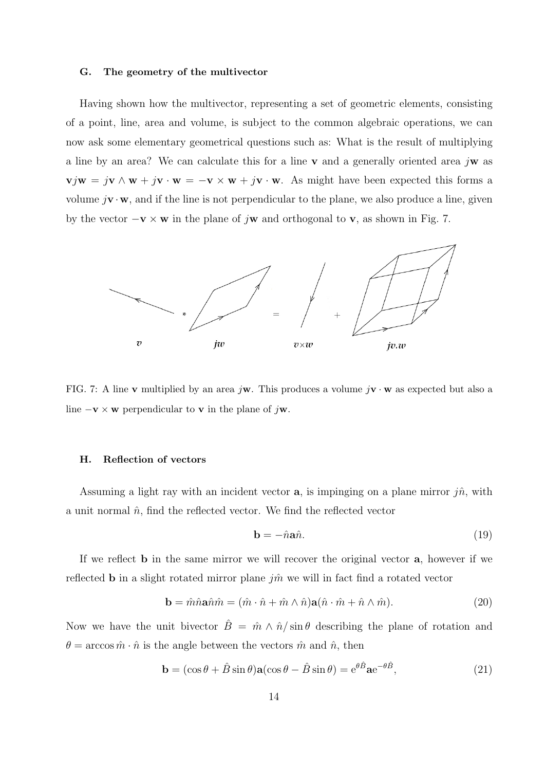### G. The geometry of the multivector

Having shown how the multivector, representing a set of geometric elements, consisting of a point, line, area and volume, is subject to the common algebraic operations, we can now ask some elementary geometrical questions such as: What is the result of multiplying a line by an area? We can calculate this for a line $\mathbf{v}$ and a generally oriented area $j\mathbf{w}$ as $\mathbf{v}j\mathbf{w} = j\mathbf{v} \wedge \mathbf{w} + j\mathbf{v} \cdot \mathbf{w} = -\mathbf{v} \times \mathbf{w} + j\mathbf{v} \cdot \mathbf{w}$. As might have been expected this forms a volume $j\mathbf{v} \cdot \mathbf{w}$, and if the line is not perpendicular to the plane, we also produce a line, given by the vector $-\mathbf{v} \times \mathbf{w}$ in the plane of $j\mathbf{w}$ and orthogonal to $\mathbf{v}$, as shown in Fig. 7.

FIG. 7: A line $\mathbf{v}$ multiplied by an area $j\mathbf{w}$. This produces a volume $j\mathbf{v} \cdot \mathbf{w}$ as expected but also a line $-\mathbf{v} \times \mathbf{w}$ perpendicular to $\mathbf{v}$ in the plane of $j\mathbf{w}$.

### H. Reflection of vectors

Assuming a light ray with an incident vector $\mathbf{a}$, is impinging on a plane mirror $j\hat{n}$, with a unit normal $\hat{n}$, find the reflected vector. We find the reflected vector

$$\mathbf{b} = -\hat{n}\mathbf{a}\hat{n}. \tag{19}$$

If we reflect $\mathbf{b}$ in the same mirror we will recover the original vector $\mathbf{a}$, however if we reflected $\mathbf{b}$ in a slight rotated mirror plane $j\hat{m}$ we will in fact find a rotated vector

$$\mathbf{b} = \hat{m}\hat{n}\mathbf{a}\hat{n}\hat{m} = (\hat{m} \cdot \hat{n} + \hat{m} \wedge \hat{n})\mathbf{a}(\hat{n} \cdot \hat{m} + \hat{n} \wedge \hat{m}). \tag{20}$$

Now we have the unit bivector $\hat{B} = \hat{m} \wedge \hat{n}/\sin\theta$ describing the plane of rotation and $\theta = \arccos \hat{m} \cdot \hat{n}$ is the angle between the vectors $\hat{m}$ and $\hat{n}$, then

$$\mathbf{b} = (\cos\theta + \hat{B}\sin\theta)\mathbf{a}(\cos\theta - \hat{B}\sin\theta) = \mathrm{e}^{\theta\hat{B}}\mathbf{a}\mathrm{e}^{-\theta\hat{B}}, \tag{21}$$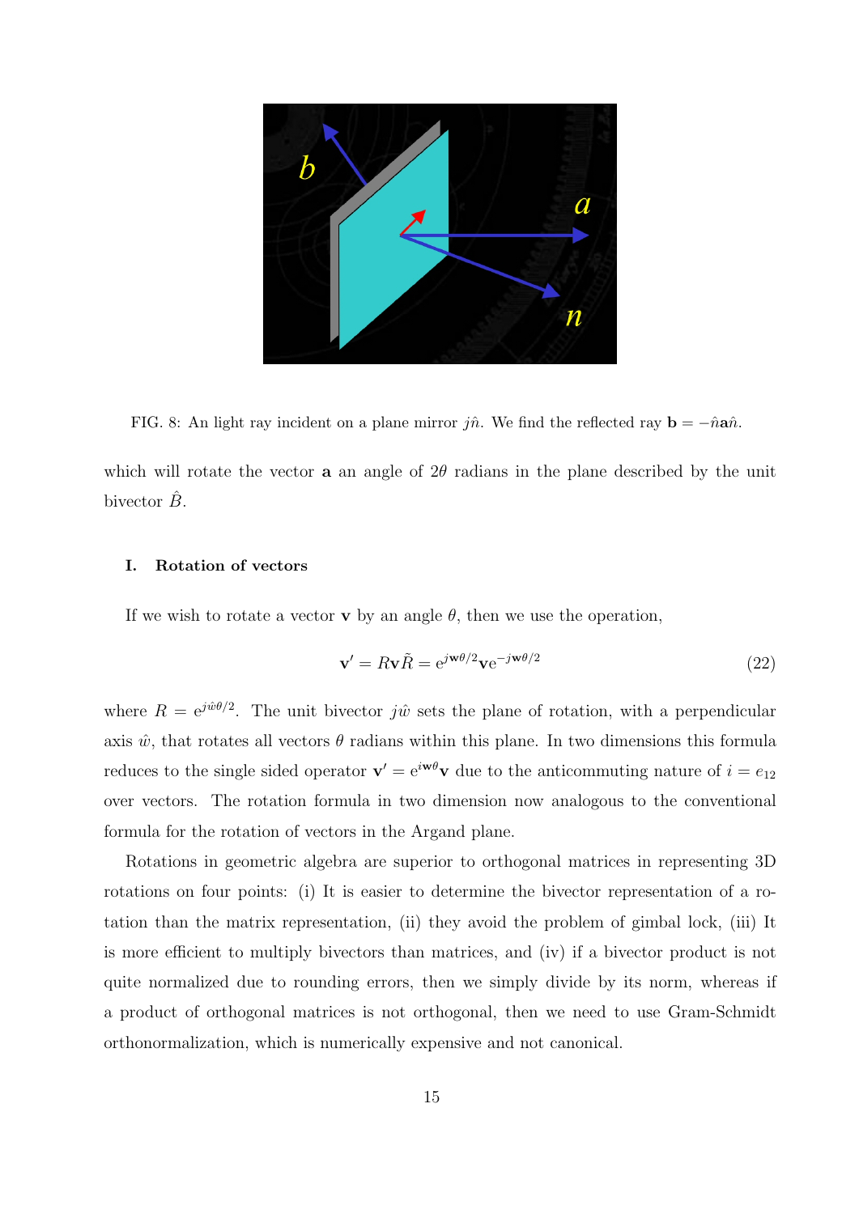FIG. 8: An light ray incident on a plane mirror $j\hat{n}$. We find the reflected ray $\mathbf{b} = -\hat{n}\mathbf{a}\hat{n}$.

which will rotate the vector $\mathbf{a}$ an angle of $2\theta$ radians in the plane described by the unit bivector $\hat{B}$.

### I. Rotation of vectors

If we wish to rotate a vector $\mathbf{v}$ by an angle $\theta$, then we use the operation,

$$\mathbf{v}' = R\mathbf{v}\tilde{R} = \mathrm{e}^{j\mathbf{w}\theta/2}\mathbf{v}\mathrm{e}^{-j\mathbf{w}\theta/2} \tag{22}$$

where $R = \mathrm{e}^{j\hat{w}\theta/2}$. The unit bivector $j\hat{w}$ sets the plane of rotation, with a perpendicular axis $\hat{w}$, that rotates all vectors $\theta$ radians within this plane. In two dimensions this formula reduces to the single sided operator $\mathbf{v}' = \mathrm{e}^{i\mathbf{w}\theta}\mathbf{v}$ due to the anticommuting nature of $i = e_{12}$ over vectors. The rotation formula in two dimension now analogous to the conventional formula for the rotation of vectors in the Argand plane.

Rotations in geometric algebra are superior to orthogonal matrices in representing 3D rotations on four points: (i) It is easier to determine the bivector representation of a rotation than the matrix representation, (ii) they avoid the problem of gimbal lock, (iii) It is more efficient to multiply bivectors than matrices, and (iv) if a bivector product is not quite normalized due to rounding errors, then we simply divide by its norm, whereas if a product of orthogonal matrices is not orthogonal, then we need to use Gram-Schmidt orthonormalization, which is numerically expensive and not canonical.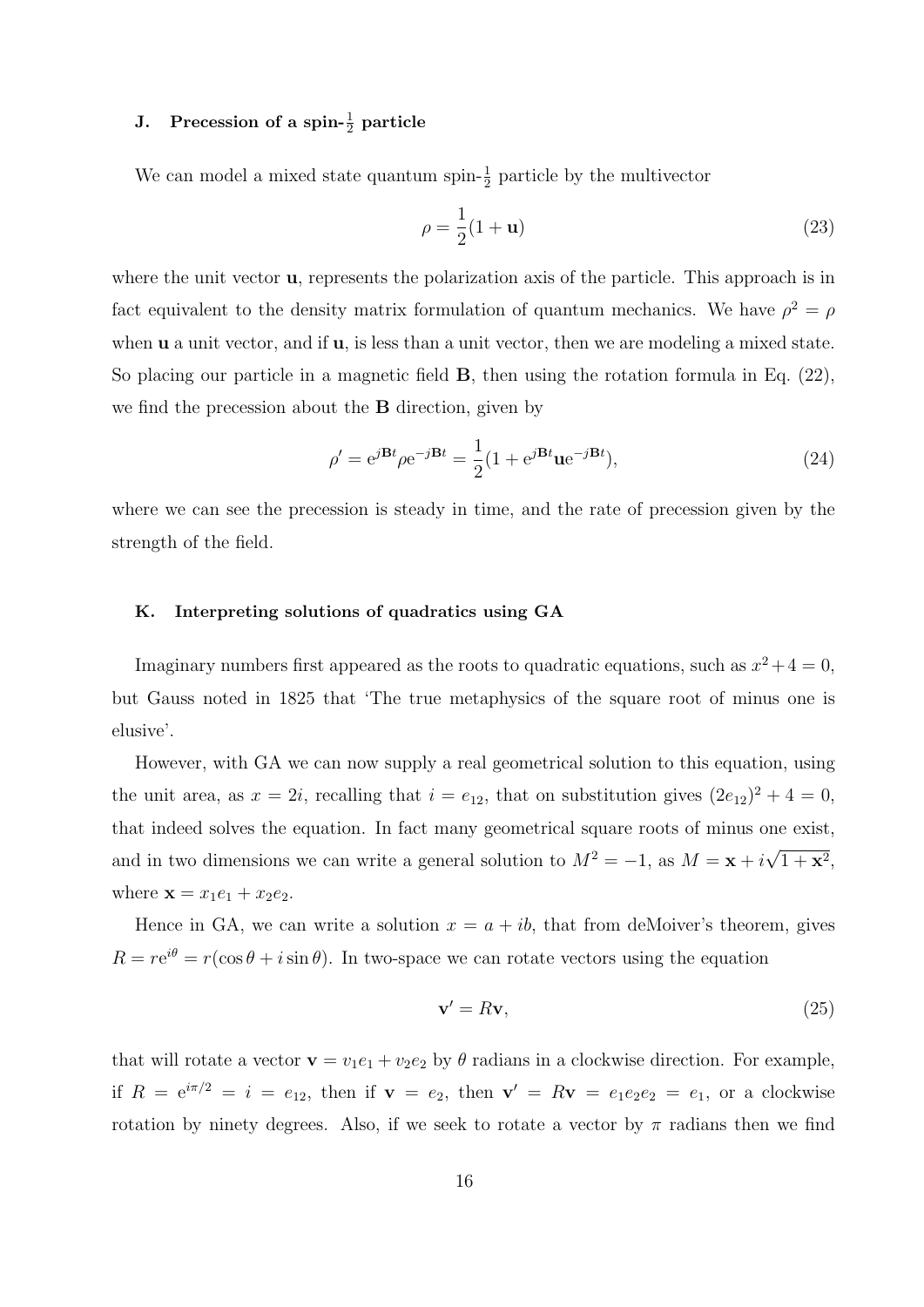### J. Precession of a spin-$\frac{1}{2}$ particle

We can model a mixed state quantum spin-$\frac{1}{2}$ particle by the multivector

$$\rho = \frac{1}{2}(1 + \mathbf{u}) \tag{23}$$

where the unit vector $\mathbf{u}$, represents the polarization axis of the particle. This approach is in fact equivalent to the density matrix formulation of quantum mechanics. We have $\rho^2 = \rho$ when $\mathbf{u}$ a unit vector, and if $\mathbf{u}$, is less than a unit vector, then we are modeling a mixed state. So placing our particle in a magnetic field $\mathbf{B}$, then using the rotation formula in Eq. (22), we find the precession about the $\mathbf{B}$ direction, given by

$$\rho' = \mathrm{e}^{j\mathbf{B}t} \rho \mathrm{e}^{-j\mathbf{B}t} = \frac{1}{2}(1 + \mathrm{e}^{j\mathbf{B}t}\mathbf{u}\mathrm{e}^{-j\mathbf{B}t}), \tag{24}$$

where we can see the precession is steady in time, and the rate of precession given by the strength of the field.

### K. Interpreting solutions of quadratics using GA

Imaginary numbers first appeared as the roots to quadratic equations, such as $x^2 + 4 = 0$, but Gauss noted in 1825 that 'The true metaphysics of the square root of minus one is elusive'.

However, with GA we can now supply a real geometrical solution to this equation, using the unit area, as $x = 2i$, recalling that $i = e_{12}$, that on substitution gives $(2e_{12})^2 + 4 = 0$, that indeed solves the equation. In fact many geometrical square roots of minus one exist, and in two dimensions we can write a general solution to $M^2 = -1$, as $M = \mathbf{x} + i\sqrt{1 + \mathbf{x}^2}$, where $\mathbf{x} = x_1 e_1 + x_2 e_2$.

Hence in GA, we can write a solution $x = a + ib$, that from deMoiver's theorem, gives $R = r\mathrm{e}^{i\theta} = r(\cos\theta + i\sin\theta)$. In two-space we can rotate vectors using the equation

$$\mathbf{v}' = R\mathbf{v}, \tag{25}$$

that will rotate a vector $\mathbf{v} = v_1 e_1 + v_2 e_2$ by $\theta$ radians in a clockwise direction. For example, if $R = \mathrm{e}^{i\pi/2} = i = e_{12}$, then if $\mathbf{v} = e_2$, then $\mathbf{v}' = R\mathbf{v} = e_1 e_2 e_2 = e_1$, or a clockwise rotation by ninety degrees. Also, if we seek to rotate a vector by $\pi$ radians then we find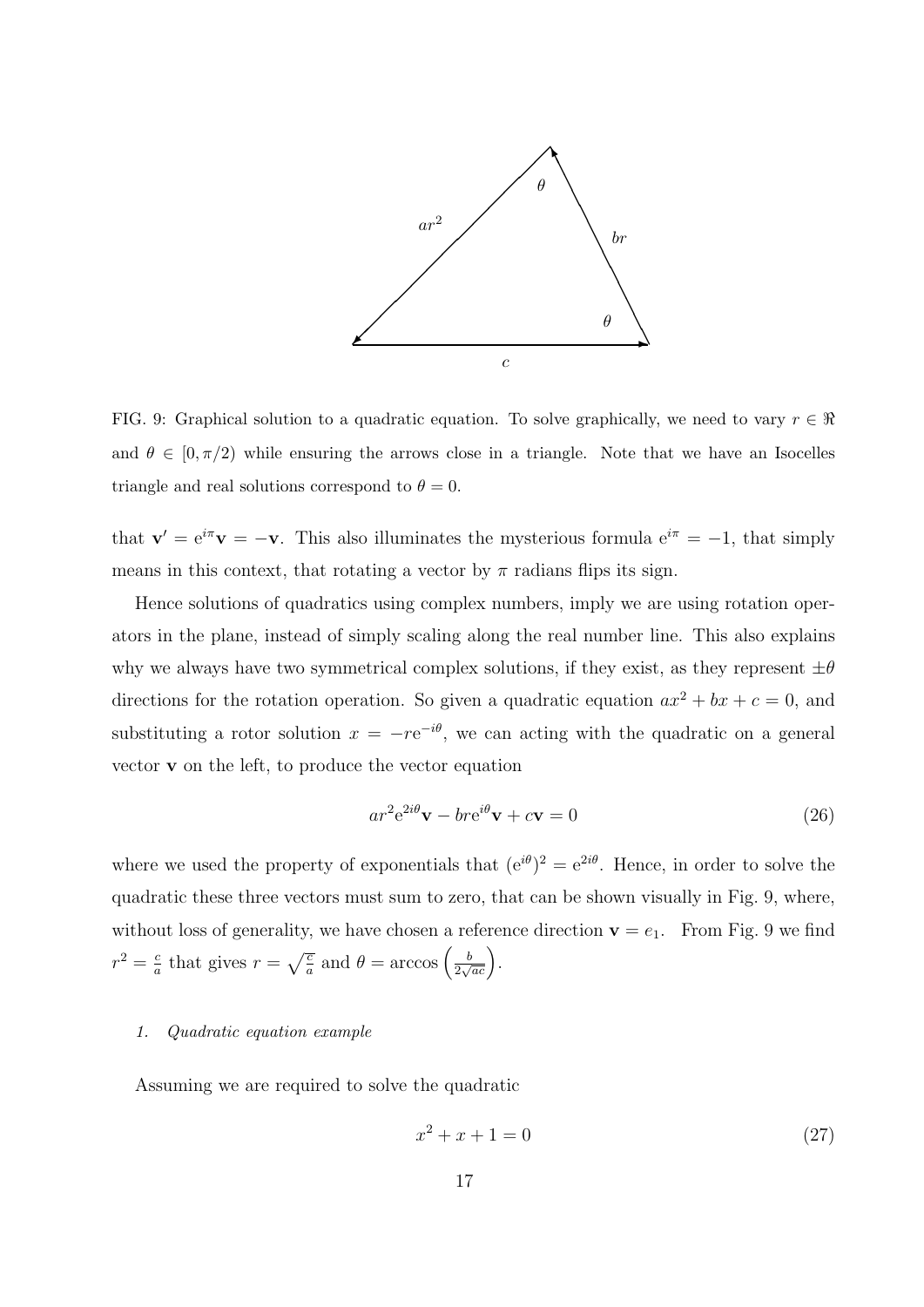FIG. 9: Graphical solution to a quadratic equation. To solve graphically, we need to vary $r \in \Re$ and $\theta \in [0, \pi/2)$ while ensuring the arrows close in a triangle. Note that we have an Isocelles triangle and real solutions correspond to $\theta = 0$.

that $\mathbf{v}' = e^{i\pi}\mathbf{v} = -\mathbf{v}$. This also illuminates the mysterious formula $e^{i\pi} = -1$, that simply means in this context, that rotating a vector by $\pi$ radians flips its sign.

Hence solutions of quadratics using complex numbers, imply we are using rotation operators in the plane, instead of simply scaling along the real number line. This also explains why we always have two symmetrical complex solutions, if they exist, as they represent $\pm\theta$ directions for the rotation operation. So given a quadratic equation $ax^2 + bx + c = 0$, and substituting a rotor solution $x = -re^{-i\theta}$, we can acting with the quadratic on a general vector $\mathbf{v}$ on the left, to produce the vector equation

$$ar^2 e^{2i\theta}\mathbf{v} - bre^{i\theta}\mathbf{v} + c\mathbf{v} = 0 \tag{26}$$

where we used the property of exponentials that $(e^{i\theta})^2 = e^{2i\theta}$. Hence, in order to solve the quadratic these three vectors must sum to zero, that can be shown visually in Fig. 9, where, without loss of generality, we have chosen a reference direction $\mathbf{v} = e_1$. From Fig. 9 we find $r^2 = \frac{c}{a}$ that gives $r = \sqrt{\frac{c}{a}}$ and $\theta = \arccos\left(\frac{b}{2\sqrt{ac}}\right)$.

### 1. *Quadratic equation example*

Assuming we are required to solve the quadratic

$$x^2 + x + 1 = 0 \tag{27}$$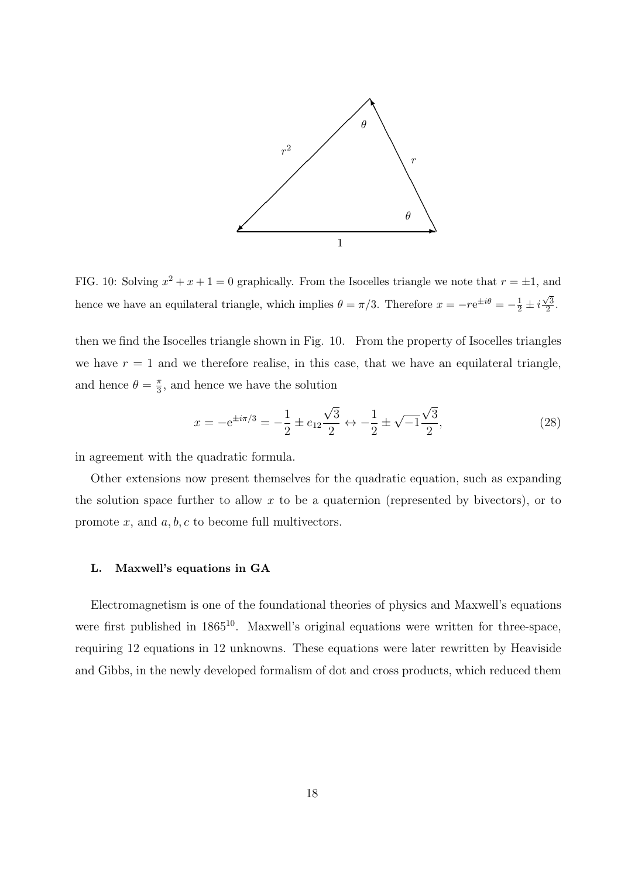FIG. 10: Solving $x^2 + x + 1 = 0$ graphically. From the Isocelles triangle we note that $r = \pm 1$, and hence we have an equilateral triangle, which implies $\theta = \pi/3$. Therefore $x = -r\mathrm{e}^{\pm i\theta} = -\frac{1}{2} \pm i\frac{\sqrt{3}}{2}$.

then we find the Isocelles triangle shown in Fig. 10. From the property of Isocelles triangles we have $r = 1$ and we therefore realise, in this case, that we have an equilateral triangle, and hence $\theta = \frac{\pi}{3}$, and hence we have the solution

$$x = -\mathrm{e}^{\pm i\pi/3} = -\frac{1}{2} \pm e_{12}\frac{\sqrt{3}}{2} \leftrightarrow -\frac{1}{2} \pm \sqrt{-1}\frac{\sqrt{3}}{2}, \tag{28}$$

in agreement with the quadratic formula.

Other extensions now present themselves for the quadratic equation, such as expanding the solution space further to allow $x$ to be a quaternion (represented by bivectors), or to promote $x$, and $a, b, c$ to become full multivectors.

### L. Maxwell's equations in GA

Electromagnetism is one of the foundational theories of physics and Maxwell's equations were first published in 1865[10]. Maxwell's original equations were written for three-space, requiring 12 equations in 12 unknowns. These equations were later rewritten by Heaviside and Gibbs, in the newly developed formalism of dot and cross products, which reduced them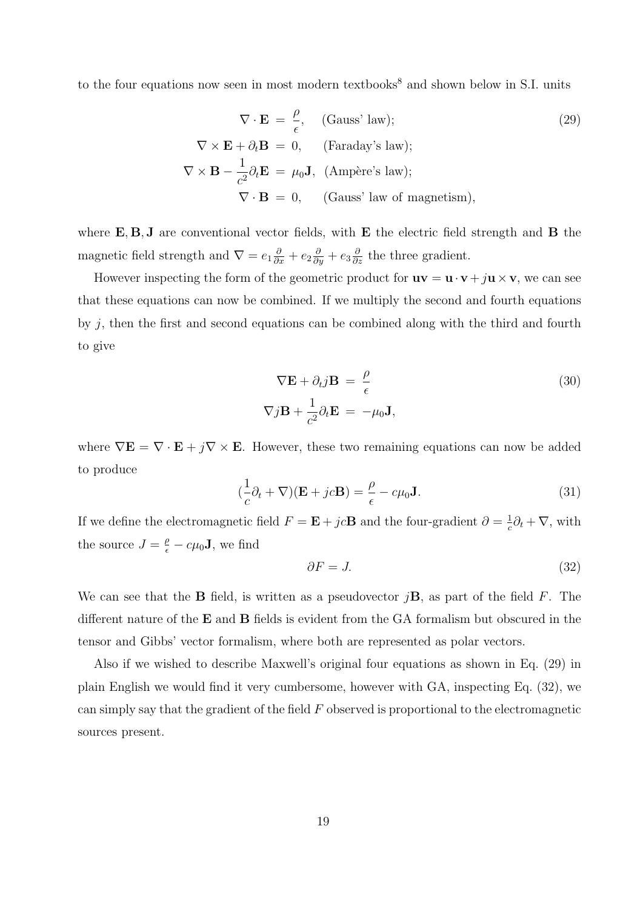to the four equations now seen in most modern textbooks[8] and shown below in S.I. units

$$
\begin{aligned}
\nabla \cdot \mathbf{E} &= \frac{\rho}{\epsilon}, \quad \text{(Gauss' law)}; \\
\nabla \times \mathbf{E} + \partial_t \mathbf{B} &= 0, \quad \text{(Faraday's law)}; \\
\nabla \times \mathbf{B} - \frac{1}{c^2}\partial_t \mathbf{E} &= \mu_0 \mathbf{J}, \quad \text{(Ampère's law)}; \\
\nabla \cdot \mathbf{B} &= 0, \quad \text{(Gauss' law of magnetism)},
\end{aligned}
\tag{29}
$$

where $\mathbf{E}, \mathbf{B}, \mathbf{J}$ are conventional vector fields, with $\mathbf{E}$ the electric field strength and $\mathbf{B}$ the magnetic field strength and $\nabla = e_1 \frac{\partial}{\partial x} + e_2 \frac{\partial}{\partial y} + e_3 \frac{\partial}{\partial z}$ the three gradient.

However inspecting the form of the geometric product for $\mathbf{uv} = \mathbf{u} \cdot \mathbf{v} + j\mathbf{u} \times \mathbf{v}$, we can see that these equations can now be combined. If we multiply the second and fourth equations by $j$, then the first and second equations can be combined along with the third and fourth to give

$$
\begin{aligned}
\nabla \mathbf{E} + \partial_t j\mathbf{B} &= \frac{\rho}{\epsilon} \\
\nabla j\mathbf{B} + \frac{1}{c^2}\partial_t \mathbf{E} &= -\mu_0 \mathbf{J},
\end{aligned}
\tag{30}
$$

where $\nabla \mathbf{E} = \nabla \cdot \mathbf{E} + j\nabla \times \mathbf{E}$. However, these two remaining equations can now be added to produce

$$
(\frac{1}{c}\partial_t + \nabla)(\mathbf{E} + jc\mathbf{B}) = \frac{\rho}{\epsilon} - c\mu_0 \mathbf{J}. \tag{31}
$$

If we define the electromagnetic field $F = \mathbf{E} + jc\mathbf{B}$ and the four-gradient $\partial = \frac{1}{c}\partial_t + \nabla$, with the source $J = \frac{\rho}{\epsilon} - c\mu_0 \mathbf{J}$, we find

$$
\partial F = J. \tag{32}
$$

We can see that the $\mathbf{B}$ field, is written as a pseudovector $j\mathbf{B}$, as part of the field $F$. The different nature of the $\mathbf{E}$ and $\mathbf{B}$ fields is evident from the GA formalism but obscured in the tensor and Gibbs' vector formalism, where both are represented as polar vectors.

Also if we wished to describe Maxwell's original four equations as shown in Eq. (29) in plain English we would find it very cumbersome, however with GA, inspecting Eq. (32), we can simply say that the gradient of the field $F$ observed is proportional to the electromagnetic sources present.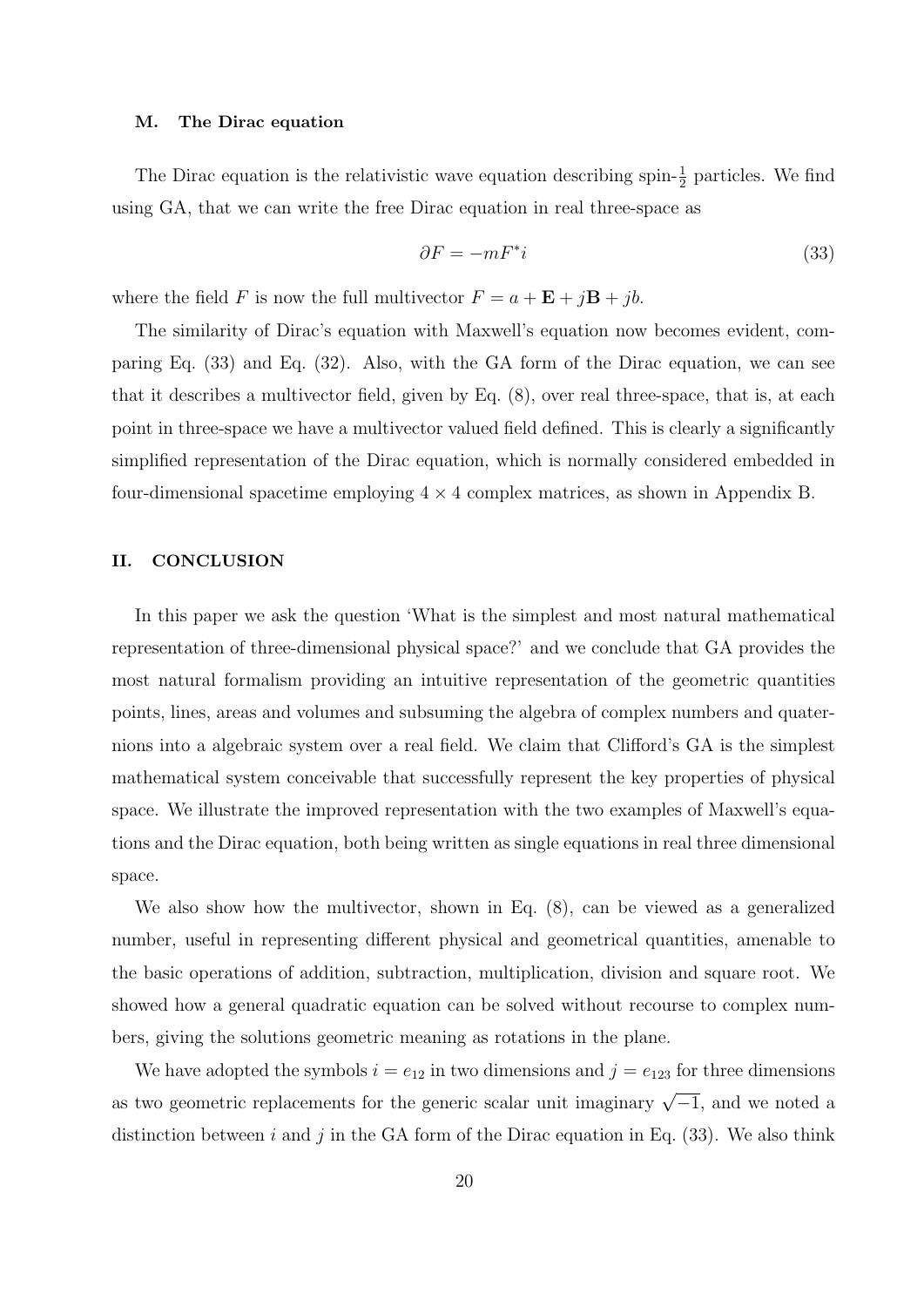### M. The Dirac equation

The Dirac equation is the relativistic wave equation describing spin-$\frac{1}{2}$ particles. We find using GA, that we can write the free Dirac equation in real three-space as

$$\partial F = -mF^* i \tag{33}$$

where the field $F$ is now the full multivector $F = a + \mathbf{E} + j\mathbf{B} + jb$.

The similarity of Dirac's equation with Maxwell's equation now becomes evident, comparing Eq. (33) and Eq. (32). Also, with the GA form of the Dirac equation, we can see that it describes a multivector field, given by Eq. (8), over real three-space, that is, at each point in three-space we have a multivector valued field defined. This is clearly a significantly simplified representation of the Dirac equation, which is normally considered embedded in four-dimensional spacetime employing $4 \times 4$ complex matrices, as shown in Appendix B.

## II. CONCLUSION

In this paper we ask the question 'What is the simplest and most natural mathematical representation of three-dimensional physical space?' and we conclude that GA provides the most natural formalism providing an intuitive representation of the geometric quantities points, lines, areas and volumes and subsuming the algebra of complex numbers and quaternions into a algebraic system over a real field. We claim that Clifford's GA is the simplest mathematical system conceivable that successfully represent the key properties of physical space. We illustrate the improved representation with the two examples of Maxwell's equations and the Dirac equation, both being written as single equations in real three dimensional space.

We also show how the multivector, shown in Eq. (8), can be viewed as a generalized number, useful in representing different physical and geometrical quantities, amenable to the basic operations of addition, subtraction, multiplication, division and square root. We showed how a general quadratic equation can be solved without recourse to complex numbers, giving the solutions geometric meaning as rotations in the plane.

We have adopted the symbols $i = e_{12}$ in two dimensions and $j = e_{123}$ for three dimensions as two geometric replacements for the generic scalar unit imaginary $\sqrt{-1}$, and we noted a distinction between $i$ and $j$ in the GA form of the Dirac equation in Eq. (33). We also think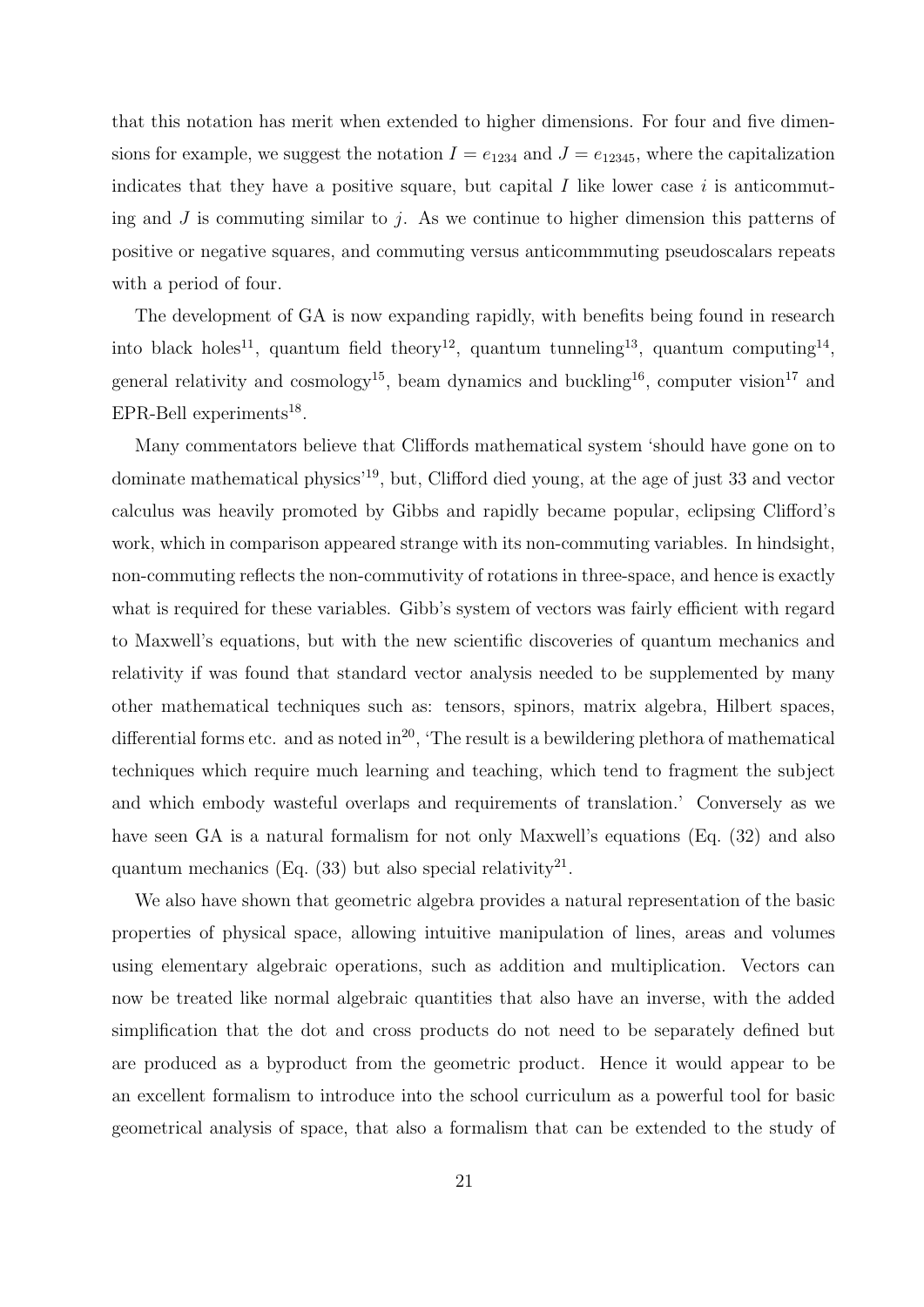that this notation has merit when extended to higher dimensions. For four and five dimensions for example, we suggest the notation $I = e_{1234}$ and $J = e_{12345}$, where the capitalization indicates that they have a positive square, but capital $I$ like lower case $i$ is anticommuting and $J$ is commuting similar to $j$. As we continue to higher dimension this patterns of positive or negative squares, and commuting versus anticommmuting pseudoscalars repeats with a period of four.

The development of GA is now expanding rapidly, with benefits being found in research into black holes[11], quantum field theory[12], quantum tunneling[13], quantum computing[14], general relativity and cosmology[15], beam dynamics and buckling[16], computer vision[17] and EPR-Bell experiments[18].

Many commentators believe that Cliffords mathematical system 'should have gone on to dominate mathematical physics'[19], but, Clifford died young, at the age of just 33 and vector calculus was heavily promoted by Gibbs and rapidly became popular, eclipsing Clifford's work, which in comparison appeared strange with its non-commuting variables. In hindsight, non-commuting reflects the non-commutivity of rotations in three-space, and hence is exactly what is required for these variables. Gibb's system of vectors was fairly efficient with regard to Maxwell's equations, but with the new scientific discoveries of quantum mechanics and relativity if was found that standard vector analysis needed to be supplemented by many other mathematical techniques such as: tensors, spinors, matrix algebra, Hilbert spaces, differential forms etc. and as noted in[20], 'The result is a bewildering plethora of mathematical techniques which require much learning and teaching, which tend to fragment the subject and which embody wasteful overlaps and requirements of translation.' Conversely as we have seen GA is a natural formalism for not only Maxwell's equations (Eq. (32) and also quantum mechanics (Eq. (33) but also special relativity[21].

We also have shown that geometric algebra provides a natural representation of the basic properties of physical space, allowing intuitive manipulation of lines, areas and volumes using elementary algebraic operations, such as addition and multiplication. Vectors can now be treated like normal algebraic quantities that also have an inverse, with the added simplification that the dot and cross products do not need to be separately defined but are produced as a byproduct from the geometric product. Hence it would appear to be an excellent formalism to introduce into the school curriculum as a powerful tool for basic geometrical analysis of space, that also a formalism that can be extended to the study of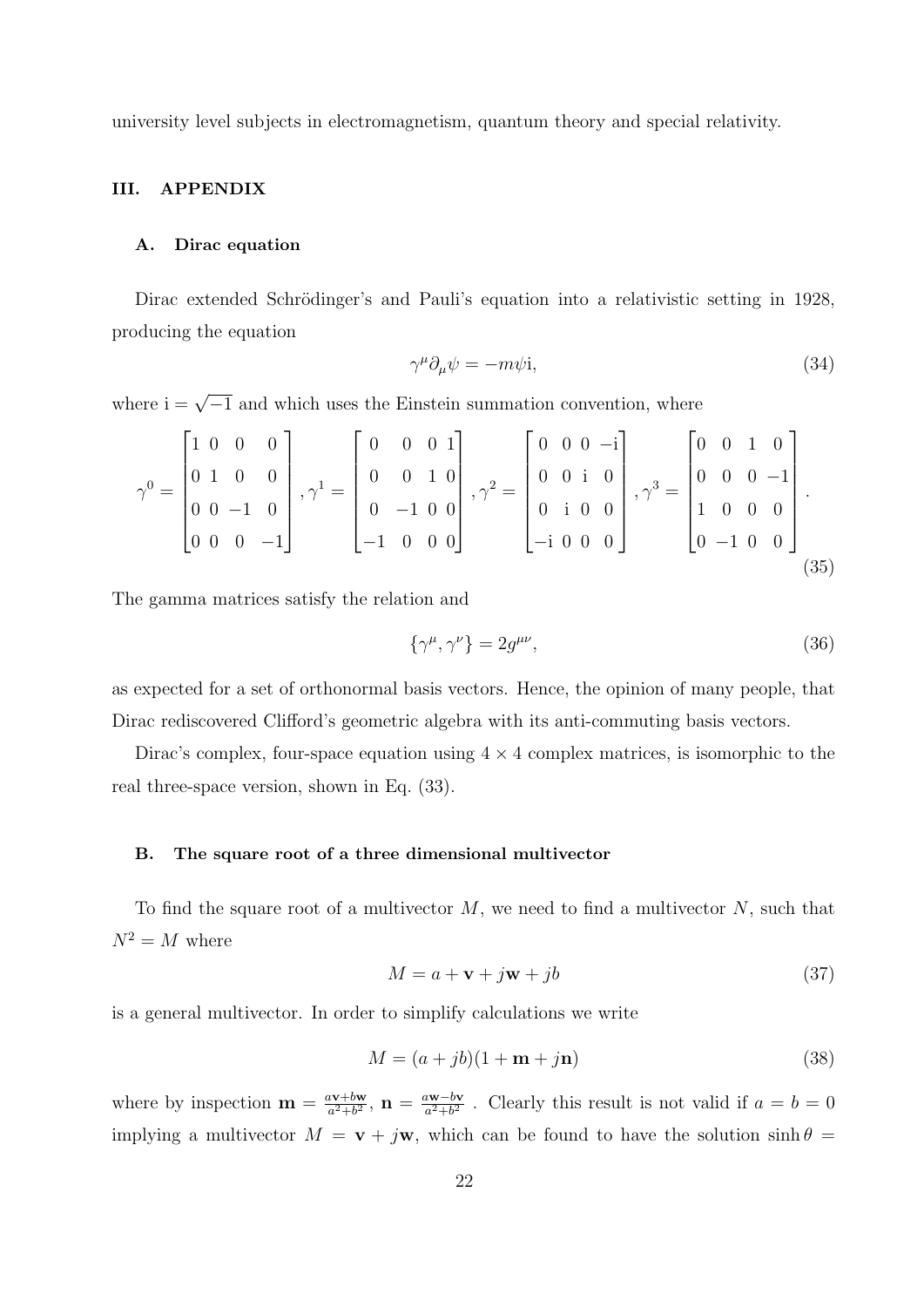university level subjects in electromagnetism, quantum theory and special relativity.

## III. APPENDIX

### A. Dirac equation

Dirac extended Schrödinger's and Pauli's equation into a relativistic setting in 1928, producing the equation

$$\gamma^{\mu}\partial_{\mu}\psi = -m\psi\mathrm{i}, \tag{34}$$

where $\mathrm{i} = \sqrt{-1}$ and which uses the Einstein summation convention, where

$$\gamma^0 = \begin{bmatrix} 1 & 0 & 0 & 0 \\ 0 & 1 & 0 & 0 \\ 0 & 0 & -1 & 0 \\ 0 & 0 & 0 & -1 \end{bmatrix}, \gamma^1 = \begin{bmatrix} 0 & 0 & 0 & 1 \\ 0 & 0 & 1 & 0 \\ 0 & -1 & 0 & 0 \\ -1 & 0 & 0 & 0 \end{bmatrix}, \gamma^2 = \begin{bmatrix} 0 & 0 & 0 & -\mathrm{i} \\ 0 & 0 & \mathrm{i} & 0 \\ 0 & \mathrm{i} & 0 & 0 \\ -\mathrm{i} & 0 & 0 & 0 \end{bmatrix}, \gamma^3 = \begin{bmatrix} 0 & 0 & 1 & 0 \\ 0 & 0 & 0 & -1 \\ 1 & 0 & 0 & 0 \\ 0 & -1 & 0 & 0 \end{bmatrix}. \tag{35}$$

The gamma matrices satisfy the relation and

$$\{\gamma^{\mu}, \gamma^{\nu}\} = 2g^{\mu\nu}, \tag{36}$$

as expected for a set of orthonormal basis vectors. Hence, the opinion of many people, that Dirac rediscovered Clifford's geometric algebra with its anti-commuting basis vectors.

Dirac's complex, four-space equation using $4 \times 4$ complex matrices, is isomorphic to the real three-space version, shown in Eq. (33).

### B. The square root of a three dimensional multivector

To find the square root of a multivector $M$, we need to find a multivector $N$, such that $N^2 = M$ where

$$M = a + \mathbf{v} + j\mathbf{w} + jb \tag{37}$$

is a general multivector. In order to simplify calculations we write

$$M = (a + jb)(1 + \mathbf{m} + j\mathbf{n}) \tag{38}$$

where by inspection $\mathbf{m} = \frac{a\mathbf{v}+b\mathbf{w}}{a^2+b^2}$, $\mathbf{n} = \frac{a\mathbf{w}-b\mathbf{v}}{a^2+b^2}$ . Clearly this result is not valid if $a = b = 0$ implying a multivector $M = \mathbf{v} + j\mathbf{w}$, which can be found to have the solution $\sinh\theta =$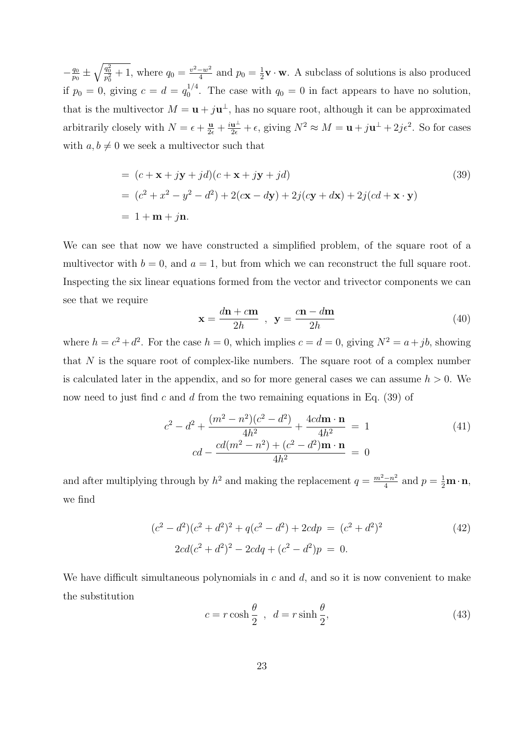$-\frac{q_0}{p_0} \pm \sqrt{\frac{q_0^2}{p_0^2}+1}$, where $q_0 = \frac{v^2-w^2}{4}$ and $p_0 = \frac{1}{2}\mathbf{v}\cdot\mathbf{w}$. A subclass of solutions is also produced if $p_0 = 0$, giving $c = d = q_0^{1/4}$. The case with $q_0 = 0$ in fact appears to have no solution, that is the multivector $M = \mathbf{u} + j\mathbf{u}^{\perp}$, has no square root, although it can be approximated arbitrarily closely with $N = \epsilon + \frac{\mathbf{u}}{2\epsilon} + \frac{i\mathbf{u}^{\perp}}{2\epsilon} + \epsilon$, giving $N^2 \approx M = \mathbf{u} + j\mathbf{u}^{\perp} + 2j\epsilon^2$. So for cases with $a, b \neq 0$ we seek a multivector such that

$$
\begin{aligned}
&= (c + \mathbf{x} + j\mathbf{y} + jd)(c + \mathbf{x} + j\mathbf{y} + jd) \\
&= (c^2 + x^2 - y^2 - d^2) + 2(c\mathbf{x} - d\mathbf{y}) + 2j(c\mathbf{y} + d\mathbf{x}) + 2j(cd + \mathbf{x}\cdot\mathbf{y}) \\
&= 1 + \mathbf{m} + j\mathbf{n}.
\end{aligned} \tag{39}
$$

We can see that now we have constructed a simplified problem, of the square root of a multivector with $b = 0$, and $a = 1$, but from which we can reconstruct the full square root. Inspecting the six linear equations formed from the vector and trivector components we can see that we require

$$
\mathbf{x} = \frac{d\mathbf{n} + c\mathbf{m}}{2h} \;\;,\;\; \mathbf{y} = \frac{c\mathbf{n} - d\mathbf{m}}{2h} \tag{40}
$$

where $h = c^2 + d^2$. For the case $h = 0$, which implies $c = d = 0$, giving $N^2 = a + jb$, showing that $N$ is the square root of complex-like numbers. The square root of a complex number is calculated later in the appendix, and so for more general cases we can assume $h > 0$. We now need to just find $c$ and $d$ from the two remaining equations in Eq. (39) of

$$
\begin{aligned}
c^2 - d^2 + \frac{(m^2 - n^2)(c^2 - d^2)}{4h^2} + \frac{4cd\mathbf{m}\cdot\mathbf{n}}{4h^2} &= 1 \\
cd - \frac{cd(m^2 - n^2) + (c^2 - d^2)\mathbf{m}\cdot\mathbf{n}}{4h^2} &= 0
\end{aligned} \tag{41}
$$

and after multiplying through by $h^2$ and making the replacement $q = \frac{m^2-n^2}{4}$ and $p = \frac{1}{2}\mathbf{m}\cdot\mathbf{n}$, we find

$$
\begin{aligned}
(c^2 - d^2)(c^2 + d^2)^2 + q(c^2 - d^2) + 2cdp &= (c^2 + d^2)^2 \\
2cd(c^2 + d^2)^2 - 2cdq + (c^2 - d^2)p &= 0.
\end{aligned} \tag{42}
$$

We have difficult simultaneous polynomials in $c$ and $d$, and so it is now convenient to make the substitution

$$
c = r\cosh\frac{\theta}{2} \;\;,\;\; d = r\sinh\frac{\theta}{2}, \tag{43}
$$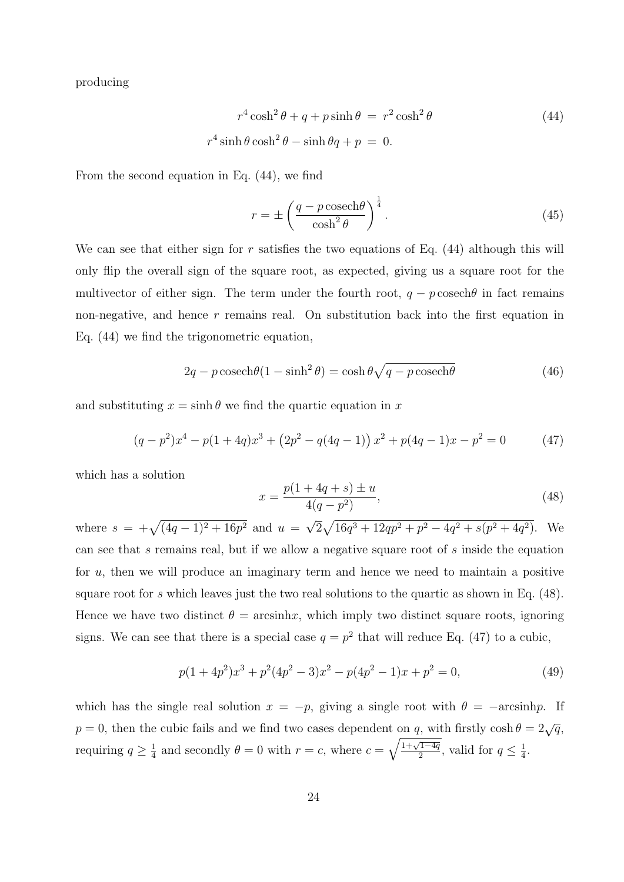producing

$$
\begin{aligned}
r^4 \cosh^2\theta + q + p \sinh\theta \;&=\; r^2 \cosh^2\theta \\
r^4 \sinh\theta \cosh^2\theta - \sinh\theta q + p \;&=\; 0.
\end{aligned}
\tag{44}
$$

From the second equation in Eq. (44), we find

$$
r = \pm \left( \frac{q - p\,\mathrm{cosech}\theta}{\cosh^2\theta} \right)^{\frac{1}{4}}. \tag{45}
$$

We can see that either sign for $r$ satisfies the two equations of Eq. (44) although this will only flip the overall sign of the square root, as expected, giving us a square root for the multivector of either sign. The term under the fourth root, $q - p\,\mathrm{cosech}\theta$ in fact remains non-negative, and hence $r$ remains real. On substitution back into the first equation in Eq. (44) we find the trigonometric equation,

$$
2q - p\,\mathrm{cosech}\theta(1 - \sinh^2\theta) = \cosh\theta\sqrt{q - p\,\mathrm{cosech}\theta} \tag{46}
$$

and substituting $x = \sinh\theta$ we find the quartic equation in $x$

$$
(q - p^2)x^4 - p(1 + 4q)x^3 + \left(2p^2 - q(4q - 1)\right)x^2 + p(4q - 1)x - p^2 = 0 \tag{47}
$$

which has a solution

$$
x = \frac{p(1 + 4q + s) \pm u}{4(q - p^2)}, \tag{48}
$$

where $s = +\sqrt{(4q-1)^2 + 16p^2}$ and $u = \sqrt{2}\sqrt{16q^3 + 12qp^2 + p^2 - 4q^2 + s(p^2 + 4q^2)}$. We can see that $s$ remains real, but if we allow a negative square root of $s$ inside the equation for $u$, then we will produce an imaginary term and hence we need to maintain a positive square root for $s$ which leaves just the two real solutions to the quartic as shown in Eq. (48). Hence we have two distinct $\theta = \mathrm{arcsinh}x$, which imply two distinct square roots, ignoring signs. We can see that there is a special case $q = p^2$ that will reduce Eq. (47) to a cubic,

$$
p(1 + 4p^2)x^3 + p^2(4p^2 - 3)x^2 - p(4p^2 - 1)x + p^2 = 0, \tag{49}
$$

which has the single real solution $x = -p$, giving a single root with $\theta = -\mathrm{arcsinh}p$. If $p = 0$, then the cubic fails and we find two cases dependent on $q$, with firstly $\cosh\theta = 2\sqrt{q}$, requiring $q \geq \frac{1}{4}$ and secondly $\theta = 0$ with $r = c$, where $c = \sqrt{\frac{1+\sqrt{1-4q}}{2}}$, valid for $q \leq \frac{1}{4}$.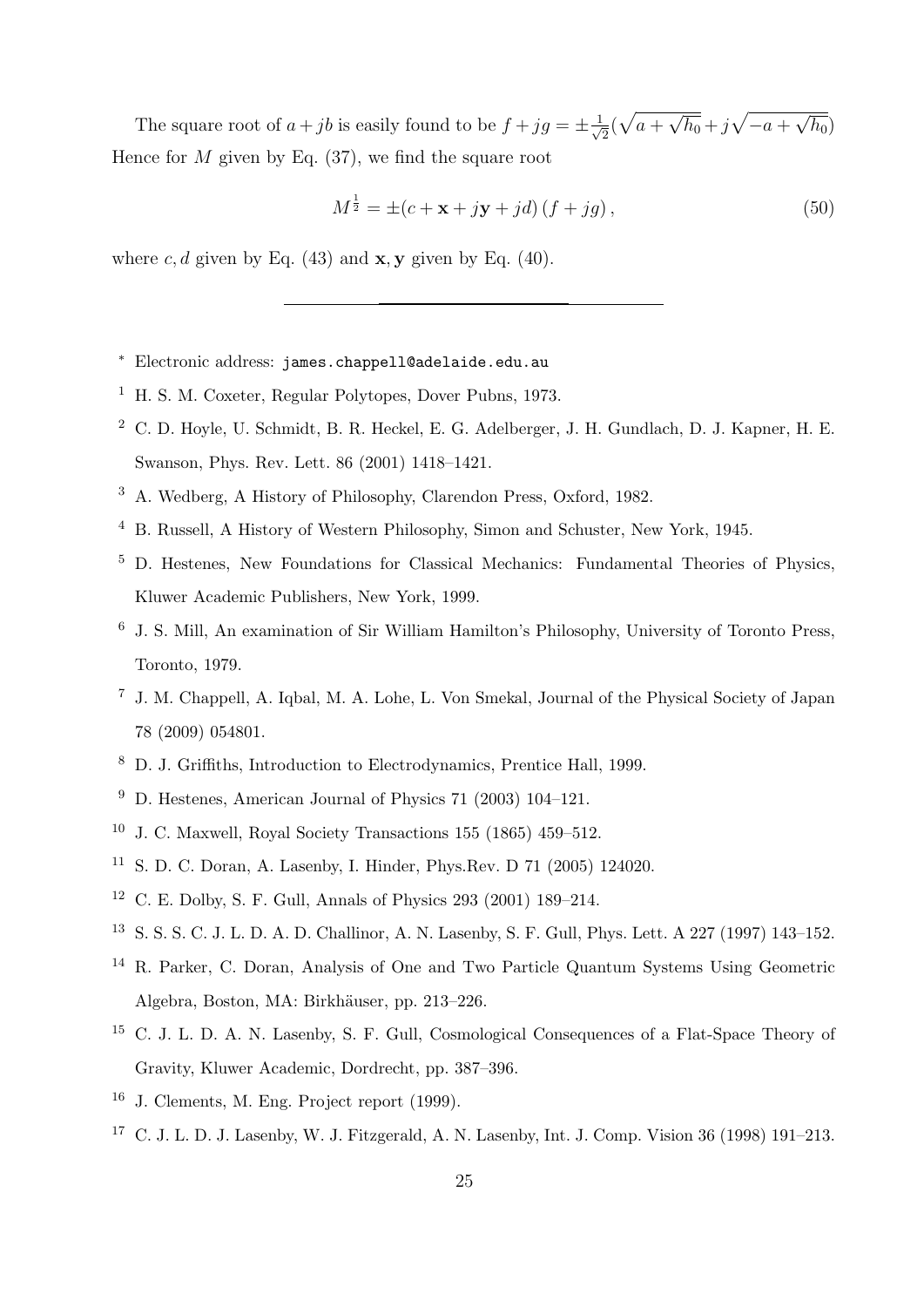The square root of $a + jb$ is easily found to be $f + jg = \pm \frac{1}{\sqrt{2}}(\sqrt{a + \sqrt{h_0}} + j\sqrt{-a + \sqrt{h_0}})$ Hence for $M$ given by Eq. (37), we find the square root

$$M^{\frac{1}{2}} = \pm(c + \mathbf{x} + j\mathbf{y} + jd)\,(f + jg)\,, \tag{50}$$

where $c, d$ given by Eq. (43) and $\mathbf{x}, \mathbf{y}$ given by Eq. (40).

---

[*] Electronic address: james.chappell@adelaide.edu.au

[1] H. S. M. Coxeter, Regular Polytopes, Dover Pubns, 1973.

[2] C. D. Hoyle, U. Schmidt, B. R. Heckel, E. G. Adelberger, J. H. Gundlach, D. J. Kapner, H. E. Swanson, Phys. Rev. Lett. 86 (2001) 1418–1421.

[3] A. Wedberg, A History of Philosophy, Clarendon Press, Oxford, 1982.

[4] B. Russell, A History of Western Philosophy, Simon and Schuster, New York, 1945.

[5] D. Hestenes, New Foundations for Classical Mechanics: Fundamental Theories of Physics, Kluwer Academic Publishers, New York, 1999.

[6] J. S. Mill, An examination of Sir William Hamilton's Philosophy, University of Toronto Press, Toronto, 1979.

[7] J. M. Chappell, A. Iqbal, M. A. Lohe, L. Von Smekal, Journal of the Physical Society of Japan 78 (2009) 054801.

[8] D. J. Griffiths, Introduction to Electrodynamics, Prentice Hall, 1999.

[9] D. Hestenes, American Journal of Physics 71 (2003) 104–121.

[10] J. C. Maxwell, Royal Society Transactions 155 (1865) 459–512.

[11] S. D. C. Doran, A. Lasenby, I. Hinder, Phys.Rev. D 71 (2005) 124020.

[12] C. E. Dolby, S. F. Gull, Annals of Physics 293 (2001) 189–214.

[13] S. S. S. C. J. L. D. A. D. Challinor, A. N. Lasenby, S. F. Gull, Phys. Lett. A 227 (1997) 143–152.

[14] R. Parker, C. Doran, Analysis of One and Two Particle Quantum Systems Using Geometric Algebra, Boston, MA: Birkhäuser, pp. 213–226.

[15] C. J. L. D. A. N. Lasenby, S. F. Gull, Cosmological Consequences of a Flat-Space Theory of Gravity, Kluwer Academic, Dordrecht, pp. 387–396.

[16] J. Clements, M. Eng. Project report (1999).

[17] C. J. L. D. J. Lasenby, W. J. Fitzgerald, A. N. Lasenby, Int. J. Comp. Vision 36 (1998) 191–213.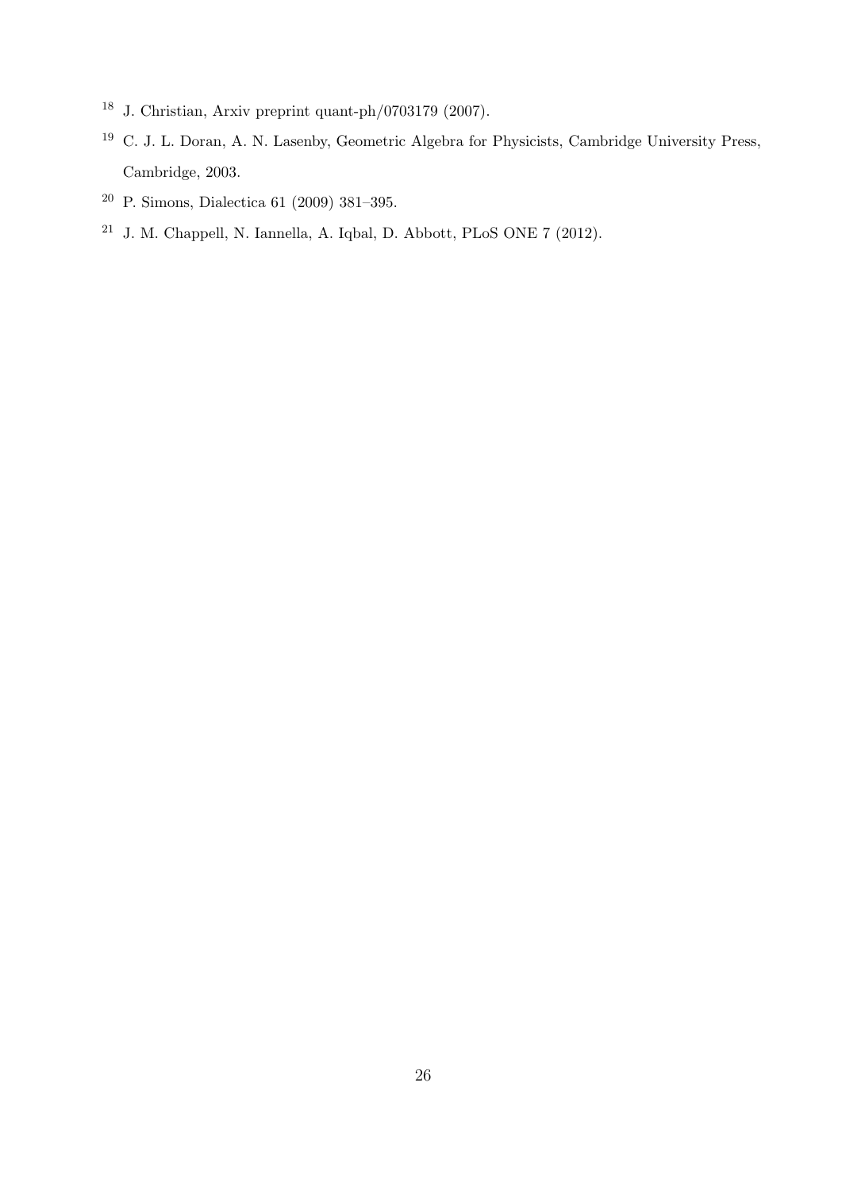[18] J. Christian, Arxiv preprint quant-ph/0703179 (2007).

[19] C. J. L. Doran, A. N. Lasenby, Geometric Algebra for Physicists, Cambridge University Press, Cambridge, 2003.

[20] P. Simons, Dialectica 61 (2009) 381–395.

[21] J. M. Chappell, N. Iannella, A. Iqbal, D. Abbott, PLoS ONE 7 (2012).